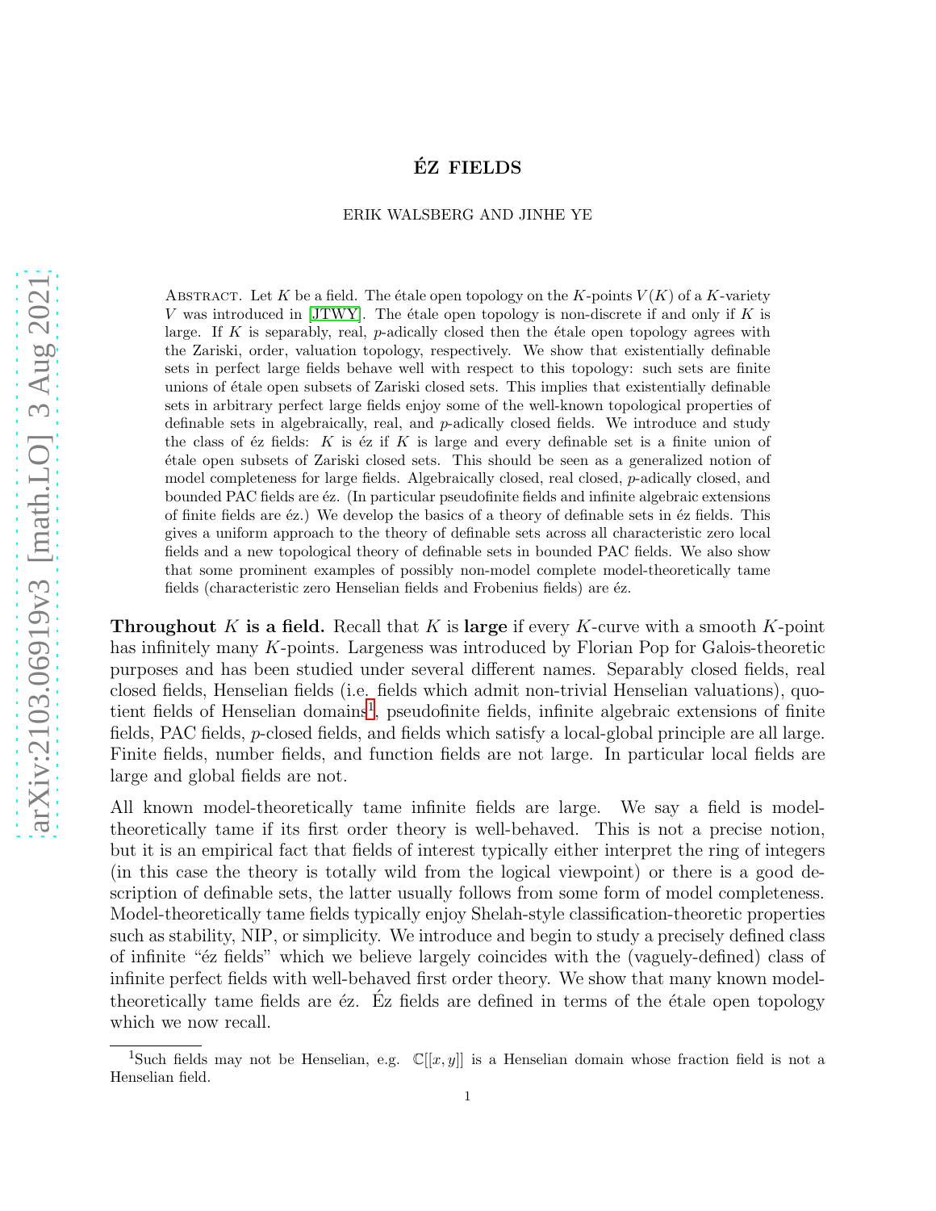# ÉZ FIELDS

ERIK WALSBERG AND JINHE YE

ABSTRACT. Let $K$ be a field. The étale open topology on the $K$-points $V(K)$ of a $K$-variety $V$ was introduced in [JTWY]. The étale open topology is non-discrete if and only if $K$ is large. If $K$ is separably, real, $p$-adically closed then the étale open topology agrees with the Zariski, order, valuation topology, respectively. We show that existentially definable sets in perfect large fields behave well with respect to this topology: such sets are finite unions of étale open subsets of Zariski closed sets. This implies that existentially definable sets in arbitrary perfect large fields enjoy some of the well-known topological properties of definable sets in algebraically, real, and $p$-adically closed fields. We introduce and study the class of éz fields: $K$ is éz if $K$ is large and every definable set is a finite union of étale open subsets of Zariski closed sets. This should be seen as a generalized notion of model completeness for large fields. Algebraically closed, real closed, $p$-adically closed, and bounded PAC fields are éz. (In particular pseudofinite fields and infinite algebraic extensions of finite fields are éz.) We develop the basics of a theory of definable sets in éz fields. This gives a uniform approach to the theory of definable sets across all characteristic zero local fields and a new topological theory of definable sets in bounded PAC fields. We also show that some prominent examples of possibly non-model complete model-theoretically tame fields (characteristic zero Henselian fields and Frobenius fields) are éz.

**Throughout $K$ is a field.** Recall that $K$ is **large** if every $K$-curve with a smooth $K$-point has infinitely many $K$-points. Largeness was introduced by Florian Pop for Galois-theoretic purposes and has been studied under several different names. Separably closed fields, real closed fields, Henselian fields (i.e. fields which admit non-trivial Henselian valuations), quotient fields of Henselian domains[1], pseudofinite fields, infinite algebraic extensions of finite fields, PAC fields, $p$-closed fields, and fields which satisfy a local-global principle are all large. Finite fields, number fields, and function fields are not large. In particular local fields are large and global fields are not.

All known model-theoretically tame infinite fields are large. We say a field is model-theoretically tame if its first order theory is well-behaved. This is not a precise notion, but it is an empirical fact that fields of interest typically either interpret the ring of integers (in this case the theory is totally wild from the logical viewpoint) or there is a good description of definable sets, the latter usually follows from some form of model completeness. Model-theoretically tame fields typically enjoy Shelah-style classification-theoretic properties such as stability, NIP, or simplicity. We introduce and begin to study a precisely defined class of infinite "éz fields" which we believe largely coincides with the (vaguely-defined) class of infinite perfect fields with well-behaved first order theory. We show that many known model-theoretically tame fields are éz. Éz fields are defined in terms of the étale open topology which we now recall.

[1] Such fields may not be Henselian, e.g. $\mathbb{C}[[x, y]]$ is a Henselian domain whose fraction field is not a Henselian field.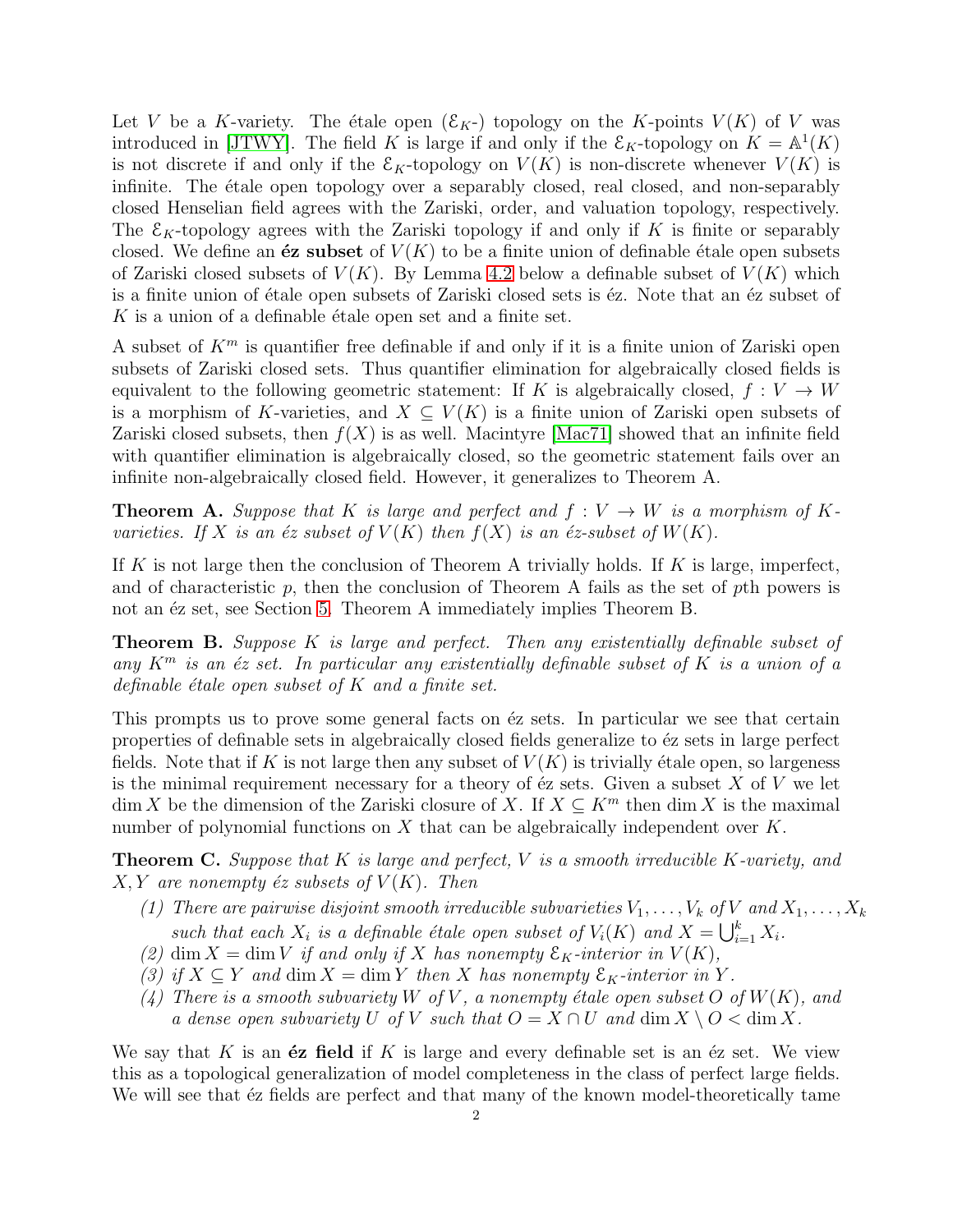Let $V$ be a $K$-variety. The étale open ($\mathcal{E}_K$-) topology on the $K$-points $V(K)$ of $V$ was introduced in [JTWY]. The field $K$ is large if and only if the $\mathcal{E}_K$-topology on $K = \mathbb{A}^1(K)$ is not discrete if and only if the $\mathcal{E}_K$-topology on $V(K)$ is non-discrete whenever $V(K)$ is infinite. The étale open topology over a separably closed, real closed, and non-separably closed Henselian field agrees with the Zariski, order, and valuation topology, respectively. The $\mathcal{E}_K$-topology agrees with the Zariski topology if and only if $K$ is finite or separably closed. We define an **éz subset** of $V(K)$ to be a finite union of definable étale open subsets of Zariski closed subsets of $V(K)$. By Lemma 4.2 below a definable subset of $V(K)$ which is a finite union of étale open subsets of Zariski closed sets is éz. Note that an éz subset of $K$ is a union of a definable étale open set and a finite set.

A subset of $K^m$ is quantifier free definable if and only if it is a finite union of Zariski open subsets of Zariski closed sets. Thus quantifier elimination for algebraically closed fields is equivalent to the following geometric statement: If $K$ is algebraically closed, $f : V \to W$ is a morphism of $K$-varieties, and $X \subseteq V(K)$ is a finite union of Zariski open subsets of Zariski closed subsets, then $f(X)$ is as well. Macintyre [Mac71] showed that an infinite field with quantifier elimination is algebraically closed, so the geometric statement fails over an infinite non-algebraically closed field. However, it generalizes to Theorem A.

**Theorem A.** *Suppose that $K$ is large and perfect and $f : V \to W$ is a morphism of $K$-varieties. If $X$ is an éz subset of $V(K)$ then $f(X)$ is an éz-subset of $W(K)$.*

If $K$ is not large then the conclusion of Theorem A trivially holds. If $K$ is large, imperfect, and of characteristic $p$, then the conclusion of Theorem A fails as the set of $p$th powers is not an éz set, see Section 5. Theorem A immediately implies Theorem B.

**Theorem B.** *Suppose $K$ is large and perfect. Then any existentially definable subset of any $K^m$ is an éz set. In particular any existentially definable subset of $K$ is a union of a definable étale open subset of $K$ and a finite set.*

This prompts us to prove some general facts on éz sets. In particular we see that certain properties of definable sets in algebraically closed fields generalize to éz sets in large perfect fields. Note that if $K$ is not large then any subset of $V(K)$ is trivially étale open, so largeness is the minimal requirement necessary for a theory of éz sets. Given a subset $X$ of $V$ we let $\dim X$ be the dimension of the Zariski closure of $X$. If $X \subseteq K^m$ then $\dim X$ is the maximal number of polynomial functions on $X$ that can be algebraically independent over $K$.

**Theorem C.** *Suppose that $K$ is large and perfect, $V$ is a smooth irreducible $K$-variety, and $X, Y$ are nonempty éz subsets of $V(K)$. Then*

*(1) There are pairwise disjoint smooth irreducible subvarieties $V_1, \ldots, V_k$ of $V$ and $X_1, \ldots, X_k$ such that each $X_i$ is a definable étale open subset of $V_i(K)$ and $X = \bigcup_{i=1}^k X_i$.*
*(2) $\dim X = \dim V$ if and only if $X$ has nonempty $\mathcal{E}_K$-interior in $V(K)$,*
*(3) if $X \subseteq Y$ and $\dim X = \dim Y$ then $X$ has nonempty $\mathcal{E}_K$-interior in $Y$.*
*(4) There is a smooth subvariety $W$ of $V$, a nonempty étale open subset $O$ of $W(K)$, and a dense open subvariety $U$ of $V$ such that $O = X \cap U$ and $\dim X \setminus O < \dim X$.*

We say that $K$ is an **éz field** if $K$ is large and every definable set is an éz set. We view this as a topological generalization of model completeness in the class of perfect large fields. We will see that éz fields are perfect and that many of the known model-theoretically tame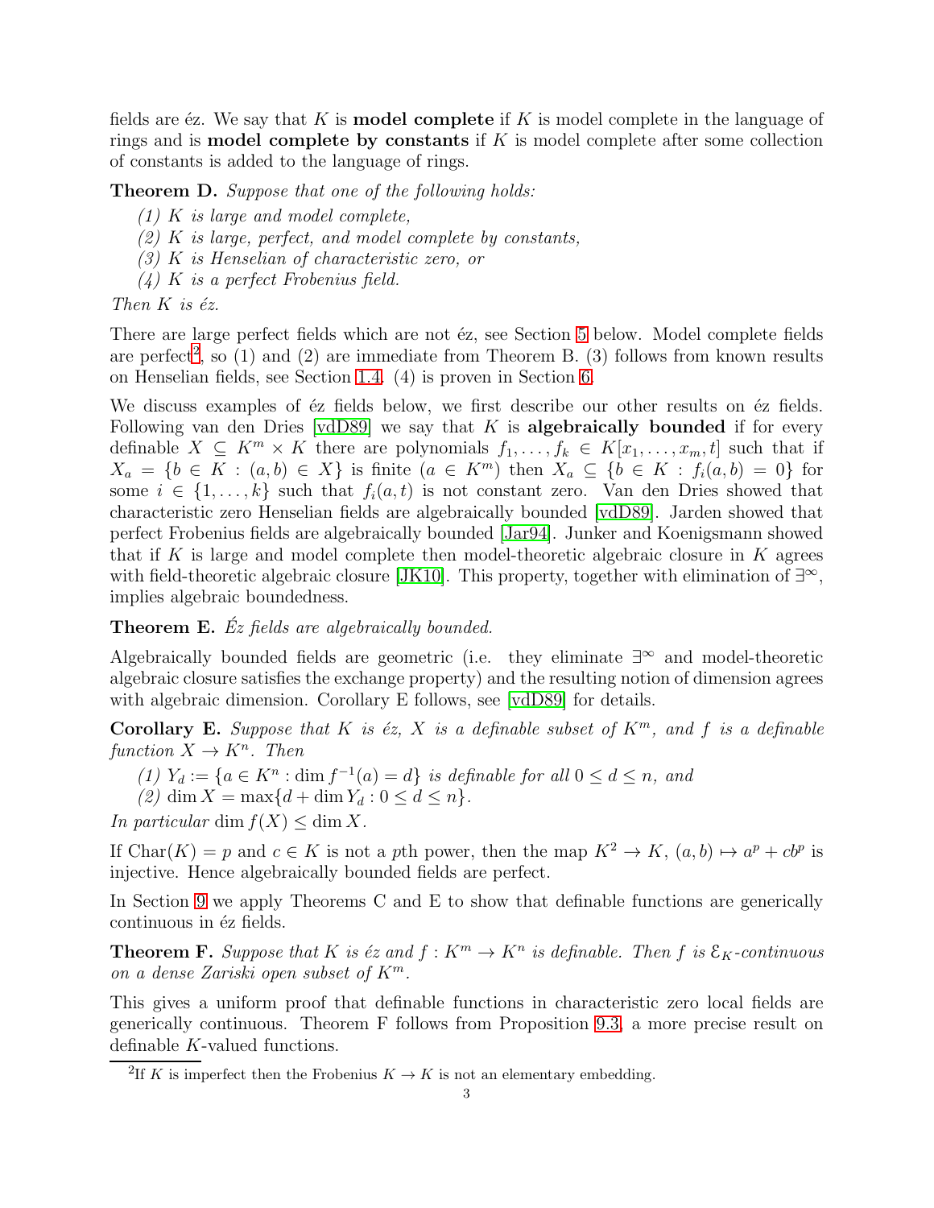fields are éz. We say that $K$ is **model complete** if $K$ is model complete in the language of rings and is **model complete by constants** if $K$ is model complete after some collection of constants is added to the language of rings.

**Theorem D.** *Suppose that one of the following holds:*

*(1) $K$ is large and model complete,*
*(2) $K$ is large, perfect, and model complete by constants,*
*(3) $K$ is Henselian of characteristic zero, or*
*(4) $K$ is a perfect Frobenius field.*

*Then $K$ is éz.*

There are large perfect fields which are not éz, see Section 5 below. Model complete fields are perfect[2], so (1) and (2) are immediate from Theorem B. (3) follows from known results on Henselian fields, see Section 1.4. (4) is proven in Section 6.

We discuss examples of éz fields below, we first describe our other results on éz fields. Following van den Dries [vdD89] we say that $K$ is **algebraically bounded** if for every definable $X \subseteq K^m \times K$ there are polynomials $f_1, \ldots, f_k \in K[x_1, \ldots, x_m, t]$ such that if $X_a = \{b \in K : (a, b) \in X\}$ is finite ($a \in K^m$) then $X_a \subseteq \{b \in K : f_i(a, b) = 0\}$ for some $i \in \{1, \ldots, k\}$ such that $f_i(a, t)$ is not constant zero. Van den Dries showed that characteristic zero Henselian fields are algebraically bounded [vdD89]. Jarden showed that perfect Frobenius fields are algebraically bounded [Jar94]. Junker and Koenigsmann showed that if $K$ is large and model complete then model-theoretic algebraic closure in $K$ agrees with field-theoretic algebraic closure [JK10]. This property, together with elimination of $\exists^\infty$, implies algebraic boundedness.

**Theorem E.** *Éz fields are algebraically bounded.*

Algebraically bounded fields are geometric (i.e. they eliminate $\exists^\infty$ and model-theoretic algebraic closure satisfies the exchange property) and the resulting notion of dimension agrees with algebraic dimension. Corollary E follows, see [vdD89] for details.

**Corollary E.** *Suppose that $K$ is éz, $X$ is a definable subset of $K^m$, and $f$ is a definable function $X \to K^n$. Then*

*(1) $Y_d := \{a \in K^n : \dim f^{-1}(a) = d\}$ is definable for all $0 \le d \le n$, and*
*(2) $\dim X = \max\{d + \dim Y_d : 0 \le d \le n\}$.*

*In particular $\dim f(X) \le \dim X$.*

If $\mathrm{Char}(K) = p$ and $c \in K$ is not a $p$th power, then the map $K^2 \to K$, $(a, b) \mapsto a^p + cb^p$ is injective. Hence algebraically bounded fields are perfect.

In Section 9 we apply Theorems C and E to show that definable functions are generically continuous in éz fields.

**Theorem F.** *Suppose that $K$ is éz and $f : K^m \to K^n$ is definable. Then $f$ is $\mathcal{E}_K$-continuous on a dense Zariski open subset of $K^m$.*

This gives a uniform proof that definable functions in characteristic zero local fields are generically continuous. Theorem F follows from Proposition 9.3, a more precise result on definable $K$-valued functions.

[2] If $K$ is imperfect then the Frobenius $K \to K$ is not an elementary embedding.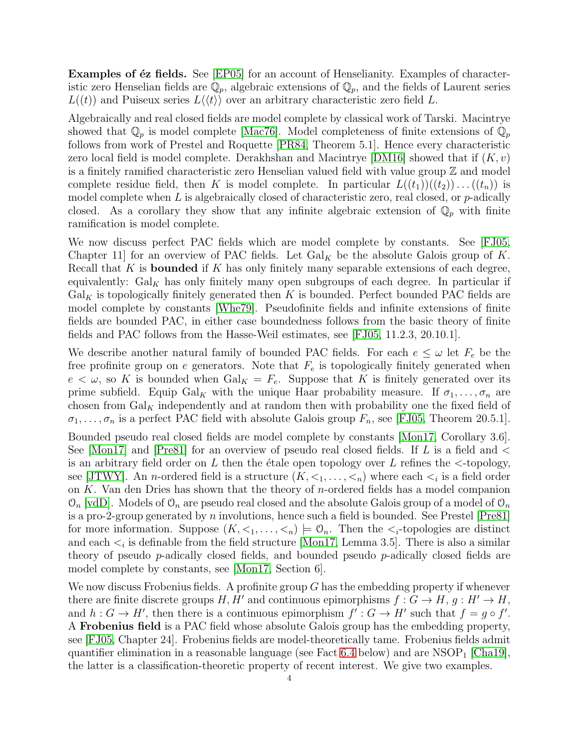**Examples of éz fields.** See [EP05] for an account of Henselianity. Examples of characteristic zero Henselian fields are $\mathbb{Q}_p$, algebraic extensions of $\mathbb{Q}_p$, and the fields of Laurent series $L((t))$ and Puiseux series $L\langle\langle t\rangle\rangle$ over an arbitrary characteristic zero field $L$.

Algebraically and real closed fields are model complete by classical work of Tarski. Macintrye showed that $\mathbb{Q}_p$ is model complete [Mac76]. Model completeness of finite extensions of $\mathbb{Q}_p$ follows from work of Prestel and Roquette [PR84, Theorem 5.1]. Hence every characteristic zero local field is model complete. Derakhshan and Macintrye [DM16] showed that if $(K, v)$ is a finitely ramified characteristic zero Henselian valued field with value group $\mathbb{Z}$ and model complete residue field, then $K$ is model complete. In particular $L((t_1))((t_2))\ldots((t_n))$ is model complete when $L$ is algebraically closed of characteristic zero, real closed, or $p$-adically closed. As a corollary they show that any infinite algebraic extension of $\mathbb{Q}_p$ with finite ramification is model complete.

We now discuss perfect PAC fields which are model complete by constants. See [FJ05, Chapter 11] for an overview of PAC fields. Let $\mathrm{Gal}_K$ be the absolute Galois group of $K$. Recall that $K$ is **bounded** if $K$ has only finitely many separable extensions of each degree, equivalently: $\mathrm{Gal}_K$ has only finitely many open subgroups of each degree. In particular if $\mathrm{Gal}_K$ is topologically finitely generated then $K$ is bounded. Perfect bounded PAC fields are model complete by constants [Whe79]. Pseudofinite fields and infinite extensions of finite fields are bounded PAC, in either case boundedness follows from the basic theory of finite fields and PAC follows from the Hasse-Weil estimates, see [FJ05, 11.2.3, 20.10.1].

We describe another natural family of bounded PAC fields. For each $e \leq \omega$ let $F_e$ be the free profinite group on $e$ generators. Note that $F_e$ is topologically finitely generated when $e < \omega$, so $K$ is bounded when $\mathrm{Gal}_K = F_e$. Suppose that $K$ is finitely generated over its prime subfield. Equip $\mathrm{Gal}_K$ with the unique Haar probability measure. If $\sigma_1, \ldots, \sigma_n$ are chosen from $\mathrm{Gal}_K$ independently and at random then with probability one the fixed field of $\sigma_1, \ldots, \sigma_n$ is a perfect PAC field with absolute Galois group $F_n$, see [FJ05, Theorem 20.5.1].

Bounded pseudo real closed fields are model complete by constants [Mon17, Corollary 3.6]. See [Mon17] and [Pre81] for an overview of pseudo real closed fields. If $L$ is a field and $<$ is an arbitrary field order on $L$ then the étale open topology over $L$ refines the $<$-topology, see [JTWY]. An $n$-ordered field is a structure $(K, <_1, \ldots, <_n)$ where each $<_i$ is a field order on $K$. Van den Dries has shown that the theory of $n$-ordered fields has a model companion $\mathcal{O}_n$ [vdD]. Models of $\mathcal{O}_n$ are pseudo real closed and the absolute Galois group of a model of $\mathcal{O}_n$ is a pro-2-group generated by $n$ involutions, hence such a field is bounded. See Prestel [Pre81] for more information. Suppose $(K, <_1, \ldots, <_n) \models \mathcal{O}_n$. Then the $<_i$-topologies are distinct and each $<_i$ is definable from the field structure [Mon17, Lemma 3.5]. There is also a similar theory of pseudo $p$-adically closed fields, and bounded pseudo $p$-adically closed fields are model complete by constants, see [Mon17, Section 6].

We now discuss Frobenius fields. A profinite group $G$ has the embedding property if whenever there are finite discrete groups $H, H'$ and continuous epimorphisms $f : G \to H$, $g : H' \to H$, and $h : G \to H'$, then there is a continuous epimorphism $f' : G \to H'$ such that $f = g \circ f'$. A **Frobenius field** is a PAC field whose absolute Galois group has the embedding property, see [FJ05, Chapter 24]. Frobenius fields are model-theoretically tame. Frobenius fields admit quantifier elimination in a reasonable language (see Fact 6.4 below) and are $\mathrm{NSOP}_1$ [Cha19], the latter is a classification-theoretic property of recent interest. We give two examples.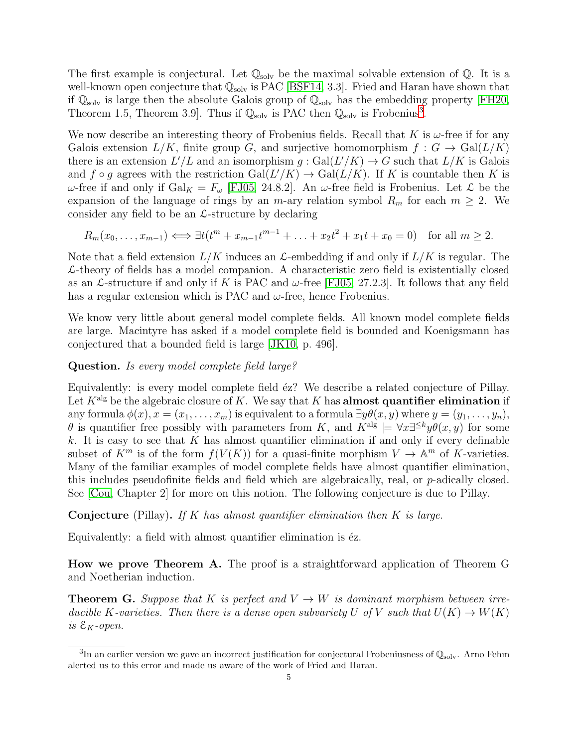The first example is conjectural. Let $\mathbb{Q}_{\text{solv}}$ be the maximal solvable extension of $\mathbb{Q}$. It is a well-known open conjecture that $\mathbb{Q}_{\text{solv}}$ is PAC [BSF14, 3.3]. Fried and Haran have shown that if $\mathbb{Q}_{\text{solv}}$ is large then the absolute Galois group of $\mathbb{Q}_{\text{solv}}$ has the embedding property [FH20, Theorem 1.5, Theorem 3.9]. Thus if $\mathbb{Q}_{\text{solv}}$ is PAC then $\mathbb{Q}_{\text{solv}}$ is Frobenius[3].

We now describe an interesting theory of Frobenius fields. Recall that $K$ is $\omega$-free if for any Galois extension $L/K$, finite group $G$, and surjective homomorphism $f : G \to \mathrm{Gal}(L/K)$ there is an extension $L'/L$ and an isomorphism $g : \mathrm{Gal}(L'/K) \to G$ such that $L/K$ is Galois and $f \circ g$ agrees with the restriction $\mathrm{Gal}(L'/K) \to \mathrm{Gal}(L/K)$. If $K$ is countable then $K$ is $\omega$-free if and only if $\mathrm{Gal}_K = F_\omega$ [FJ05, 24.8.2]. An $\omega$-free field is Frobenius. Let $\mathcal{L}$ be the expansion of the language of rings by an $m$-ary relation symbol $R_m$ for each $m \geq 2$. We consider any field to be an $\mathcal{L}$-structure by declaring

$$R_m(x_0, \ldots, x_{m-1}) \Longleftrightarrow \exists t(t^m + x_{m-1}t^{m-1} + \ldots + x_2t^2 + x_1t + x_0 = 0) \quad \text{for all } m \geq 2.$$

Note that a field extension $L/K$ induces an $\mathcal{L}$-embedding if and only if $L/K$ is regular. The $\mathcal{L}$-theory of fields has a model companion. A characteristic zero field is existentially closed as an $\mathcal{L}$-structure if and only if $K$ is PAC and $\omega$-free [FJ05, 27.2.3]. It follows that any field has a regular extension which is PAC and $\omega$-free, hence Frobenius.

We know very little about general model complete fields. All known model complete fields are large. Macintyre has asked if a model complete field is bounded and Koenigsmann has conjectured that a bounded field is large [JK10, p. 496].

**Question.** *Is every model complete field large?*

Equivalently: is every model complete field éz? We describe a related conjecture of Pillay. Let $K^{\text{alg}}$ be the algebraic closure of $K$. We say that $K$ has **almost quantifier elimination** if any formula $\phi(x)$, $x = (x_1, \ldots, x_m)$ is equivalent to a formula $\exists y \theta(x, y)$ where $y = (y_1, \ldots, y_n)$, $\theta$ is quantifier free possibly with parameters from $K$, and $K^{\text{alg}} \models \forall x \exists^{\leq k} y \theta(x, y)$ for some $k$. It is easy to see that $K$ has almost quantifier elimination if and only if every definable subset of $K^m$ is of the form $f(V(K))$ for a quasi-finite morphism $V \to \mathbb{A}^m$ of $K$-varieties. Many of the familiar examples of model complete fields have almost quantifier elimination, this includes pseudofinite fields and field which are algebraically, real, or $p$-adically closed. See [Cou, Chapter 2] for more on this notion. The following conjecture is due to Pillay.

**Conjecture** (Pillay)**.** *If $K$ has almost quantifier elimination then $K$ is large.*

Equivalently: a field with almost quantifier elimination is éz.

**How we prove Theorem A.** The proof is a straightforward application of Theorem G and Noetherian induction.

**Theorem G.** *Suppose that $K$ is perfect and $V \to W$ is dominant morphism between irreducible $K$-varieties. Then there is a dense open subvariety $U$ of $V$ such that $U(K) \to W(K)$ is $\mathcal{E}_K$-open.*

[3] In an earlier version we gave an incorrect justification for conjectural Frobeniusness of $\mathbb{Q}_{\text{solv}}$. Arno Fehm alerted us to this error and made us aware of the work of Fried and Haran.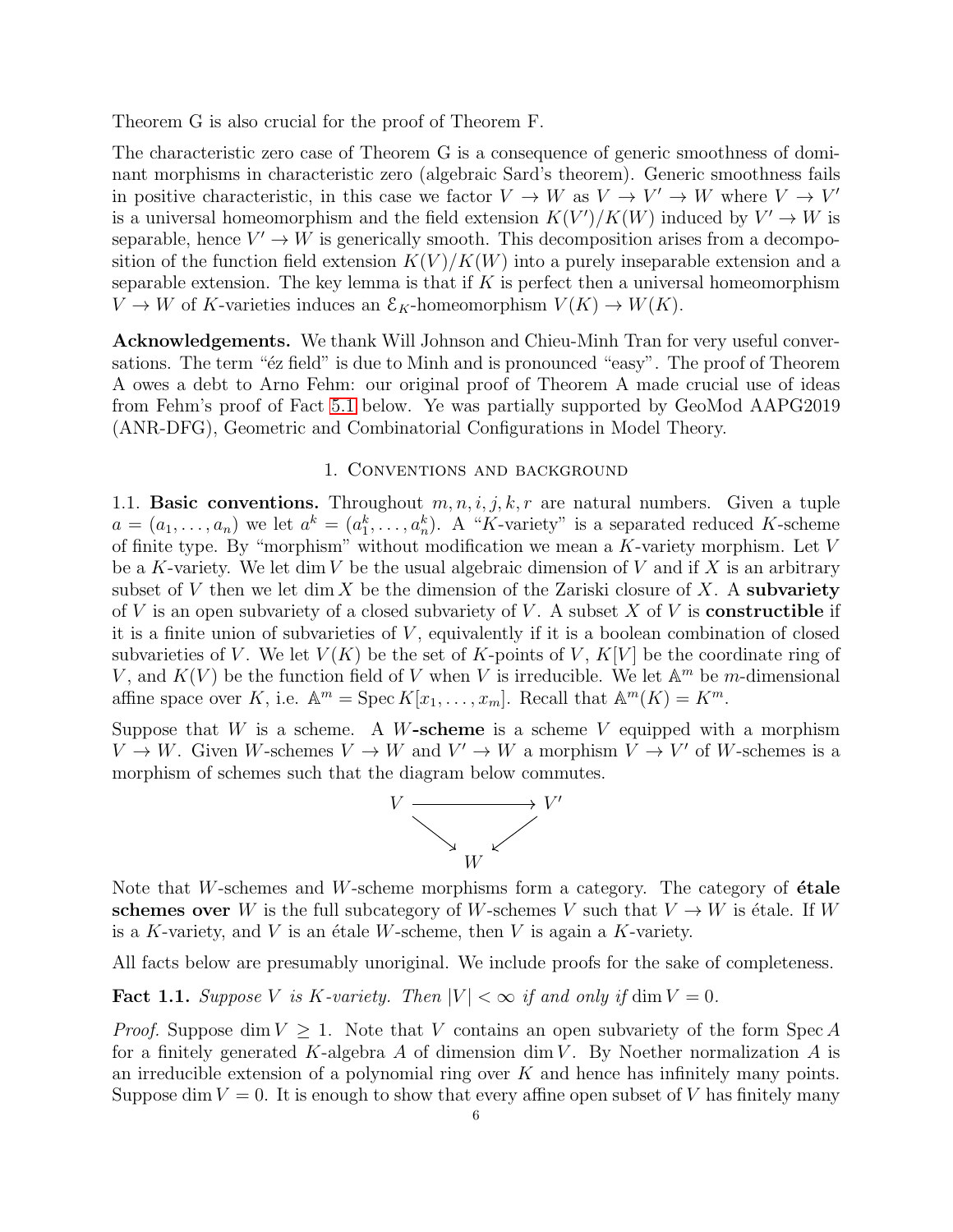Theorem G is also crucial for the proof of Theorem F.

The characteristic zero case of Theorem G is a consequence of generic smoothness of dominant morphisms in characteristic zero (algebraic Sard's theorem). Generic smoothness fails in positive characteristic, in this case we factor $V \to W$ as $V \to V' \to W$ where $V \to V'$ is a universal homeomorphism and the field extension $K(V')/K(W)$ induced by $V' \to W$ is separable, hence $V' \to W$ is generically smooth. This decomposition arises from a decomposition of the function field extension $K(V)/K(W)$ into a purely inseparable extension and a separable extension. The key lemma is that if $K$ is perfect then a universal homeomorphism $V \to W$ of $K$-varieties induces an $\mathcal{E}_K$-homeomorphism $V(K) \to W(K)$.

**Acknowledgements.** We thank Will Johnson and Chieu-Minh Tran for very useful conversations. The term "éz field" is due to Minh and is pronounced "easy". The proof of Theorem A owes a debt to Arno Fehm: our original proof of Theorem A made crucial use of ideas from Fehm's proof of Fact 5.1 below. Ye was partially supported by GeoMod AAPG2019 (ANR-DFG), Geometric and Combinatorial Configurations in Model Theory.

## 1. Conventions and background

1.1. **Basic conventions.** Throughout $m, n, i, j, k, r$ are natural numbers. Given a tuple $a = (a_1, \ldots, a_n)$ we let $a^k = (a_1^k, \ldots, a_n^k)$. A "$K$-variety" is a separated reduced $K$-scheme of finite type. By "morphism" without modification we mean a $K$-variety morphism. Let $V$ be a $K$-variety. We let $\dim V$ be the usual algebraic dimension of $V$ and if $X$ is an arbitrary subset of $V$ then we let $\dim X$ be the dimension of the Zariski closure of $X$. A **subvariety** of $V$ is an open subvariety of a closed subvariety of $V$. A subset $X$ of $V$ is **constructible** if it is a finite union of subvarieties of $V$, equivalently if it is a boolean combination of closed subvarieties of $V$. We let $V(K)$ be the set of $K$-points of $V$, $K[V]$ be the coordinate ring of $V$, and $K(V)$ be the function field of $V$ when $V$ is irreducible. We let $\mathbb{A}^m$ be $m$-dimensional affine space over $K$, i.e. $\mathbb{A}^m = \operatorname{Spec} K[x_1, \ldots, x_m]$. Recall that $\mathbb{A}^m(K) = K^m$.

Suppose that $W$ is a scheme. A $W$**-scheme** is a scheme $V$ equipped with a morphism $V \to W$. Given $W$-schemes $V \to W$ and $V' \to W$ a morphism $V \to V'$ of $W$-schemes is a morphism of schemes such that the diagram below commutes.

$$\begin{array}{ccc} V & \longrightarrow & V' \\ & \searrow \quad \swarrow & \\ & W & \end{array}$$

Note that $W$-schemes and $W$-scheme morphisms form a category. The category of **étale schemes over** $W$ is the full subcategory of $W$-schemes $V$ such that $V \to W$ is étale. If $W$ is a $K$-variety, and $V$ is an étale $W$-scheme, then $V$ is again a $K$-variety.

All facts below are presumably unoriginal. We include proofs for the sake of completeness.

**Fact 1.1.** *Suppose $V$ is $K$-variety. Then $|V| < \infty$ if and only if $\dim V = 0$.*

*Proof.* Suppose $\dim V \geq 1$. Note that $V$ contains an open subvariety of the form $\operatorname{Spec} A$ for a finitely generated $K$-algebra $A$ of dimension $\dim V$. By Noether normalization $A$ is an irreducible extension of a polynomial ring over $K$ and hence has infinitely many points. Suppose $\dim V = 0$. It is enough to show that every affine open subset of $V$ has finitely many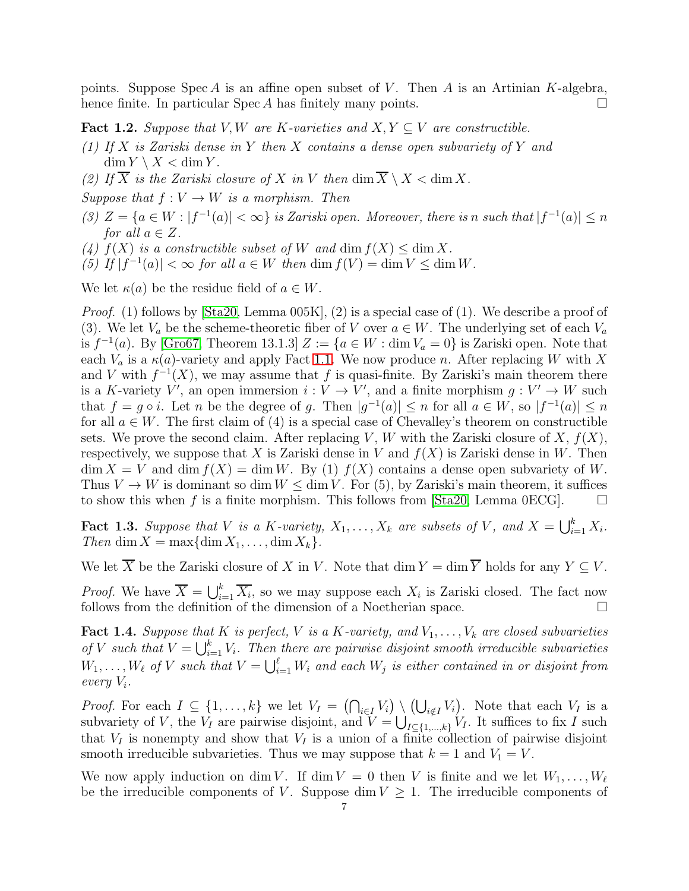points. Suppose $\operatorname{Spec} A$ is an affine open subset of $V$. Then $A$ is an Artinian $K$-algebra, hence finite. In particular $\operatorname{Spec} A$ has finitely many points. $\square$

**Fact 1.2.** *Suppose that $V, W$ are $K$-varieties and $X, Y \subseteq V$ are constructible.*

*(1) If $X$ is Zariski dense in $Y$ then $X$ contains a dense open subvariety of $Y$ and $\dim Y \setminus X < \dim Y$.*

*(2) If $\overline{X}$ is the Zariski closure of $X$ in $V$ then $\dim \overline{X} \setminus X < \dim X$.*

*Suppose that $f : V \to W$ is a morphism. Then*

*(3) $Z = \{a \in W : |f^{-1}(a)| < \infty\}$ is Zariski open. Moreover, there is $n$ such that $|f^{-1}(a)| \leq n$ for all $a \in Z$.*

*(4) $f(X)$ is a constructible subset of $W$ and $\dim f(X) \leq \dim X$.*

*(5) If $|f^{-1}(a)| < \infty$ for all $a \in W$ then $\dim f(V) = \dim V \leq \dim W$.*

We let $\kappa(a)$ be the residue field of $a \in W$.

*Proof.* (1) follows by [Sta20, Lemma 005K], (2) is a special case of (1). We describe a proof of (3). We let $V_a$ be the scheme-theoretic fiber of $V$ over $a \in W$. The underlying set of each $V_a$ is $f^{-1}(a)$. By [Gro67, Theorem 13.1.3] $Z := \{a \in W : \dim V_a = 0\}$ is Zariski open. Note that each $V_a$ is a $\kappa(a)$-variety and apply Fact 1.1. We now produce $n$. After replacing $W$ with $X$ and $V$ with $f^{-1}(X)$, we may assume that $f$ is quasi-finite. By Zariski's main theorem there is a $K$-variety $V'$, an open immersion $i : V \to V'$, and a finite morphism $g : V' \to W$ such that $f = g \circ i$. Let $n$ be the degree of $g$. Then $|g^{-1}(a)| \leq n$ for all $a \in W$, so $|f^{-1}(a)| \leq n$ for all $a \in W$. The first claim of (4) is a special case of Chevalley's theorem on constructible sets. We prove the second claim. After replacing $V, W$ with the Zariski closure of $X$, $f(X)$, respectively, we suppose that $X$ is Zariski dense in $V$ and $f(X)$ is Zariski dense in $W$. Then $\dim X = V$ and $\dim f(X) = \dim W$. By (1) $f(X)$ contains a dense open subvariety of $W$. Thus $V \to W$ is dominant so $\dim W \leq \dim V$. For (5), by Zariski's main theorem, it suffices to show this when $f$ is a finite morphism. This follows from [Sta20, Lemma 0ECG]. $\square$

**Fact 1.3.** *Suppose that $V$ is a $K$-variety, $X_1, \ldots, X_k$ are subsets of $V$, and $X = \bigcup_{i=1}^{k} X_i$. Then $\dim X = \max\{\dim X_1, \ldots, \dim X_k\}$.*

We let $\overline{X}$ be the Zariski closure of $X$ in $V$. Note that $\dim Y = \dim \overline{Y}$ holds for any $Y \subseteq V$.

*Proof.* We have $\overline{X} = \bigcup_{i=1}^{k} \overline{X_i}$, so we may suppose each $X_i$ is Zariski closed. The fact now follows from the definition of the dimension of a Noetherian space. $\square$

**Fact 1.4.** *Suppose that $K$ is perfect, $V$ is a $K$-variety, and $V_1, \ldots, V_k$ are closed subvarieties of $V$ such that $V = \bigcup_{i=1}^{k} V_i$. Then there are pairwise disjoint smooth irreducible subvarieties $W_1, \ldots, W_\ell$ of $V$ such that $V = \bigcup_{i=1}^{\ell} W_i$ and each $W_j$ is either contained in or disjoint from every $V_i$.*

*Proof.* For each $I \subseteq \{1, \ldots, k\}$ we let $V_I = \left(\bigcap_{i \in I} V_i\right) \setminus \left(\bigcup_{i \notin I} V_i\right)$. Note that each $V_I$ is a subvariety of $V$, the $V_I$ are pairwise disjoint, and $V = \bigcup_{I \subseteq \{1,\ldots,k\}} V_I$. It suffices to fix $I$ such that $V_I$ is nonempty and show that $V_I$ is a union of a finite collection of pairwise disjoint smooth irreducible subvarieties. Thus we may suppose that $k = 1$ and $V_1 = V$.

We now apply induction on $\dim V$. If $\dim V = 0$ then $V$ is finite and we let $W_1, \ldots, W_\ell$ be the irreducible components of $V$. Suppose $\dim V \geq 1$. The irreducible components of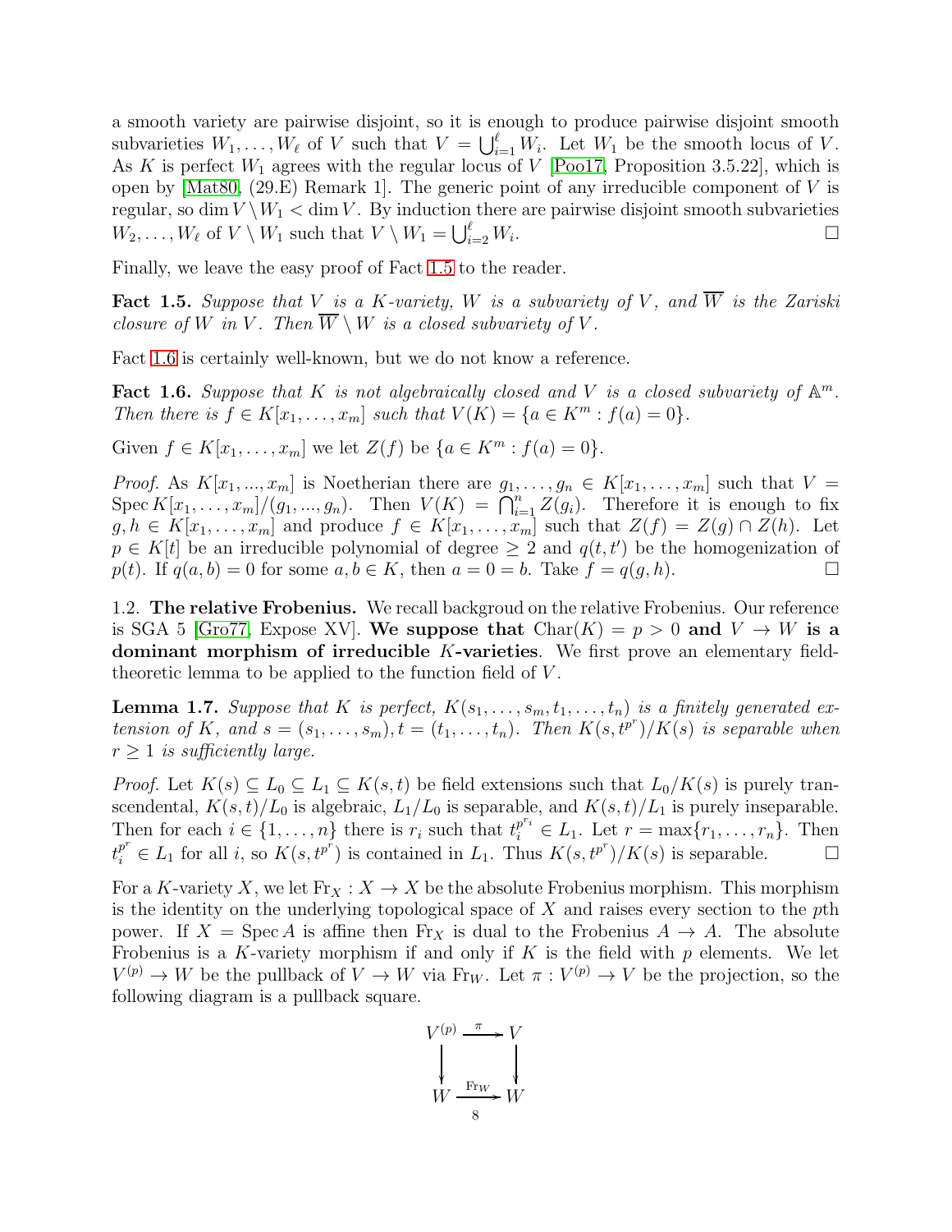a smooth variety are pairwise disjoint, so it is enough to produce pairwise disjoint smooth subvarieties $W_1, \ldots, W_\ell$ of $V$ such that $V = \bigcup_{i=1}^{\ell} W_i$. Let $W_1$ be the smooth locus of $V$. As $K$ is perfect $W_1$ agrees with the regular locus of $V$ [Poo17, Proposition 3.5.22], which is open by [Mat80, (29.E) Remark 1]. The generic point of any irreducible component of $V$ is regular, so $\dim V \setminus W_1 < \dim V$. By induction there are pairwise disjoint smooth subvarieties $W_2, \ldots, W_\ell$ of $V \setminus W_1$ such that $V \setminus W_1 = \bigcup_{i=2}^{\ell} W_i$. □

Finally, we leave the easy proof of Fact 1.5 to the reader.

**Fact 1.5.** *Suppose that $V$ is a $K$-variety, $W$ is a subvariety of $V$, and $\overline{W}$ is the Zariski closure of $W$ in $V$. Then $\overline{W} \setminus W$ is a closed subvariety of $V$.*

Fact 1.6 is certainly well-known, but we do not know a reference.

**Fact 1.6.** *Suppose that $K$ is not algebraically closed and $V$ is a closed subvariety of $\mathbb{A}^m$. Then there is $f \in K[x_1, \ldots, x_m]$ such that $V(K) = \{a \in K^m : f(a) = 0\}$.*

Given $f \in K[x_1, \ldots, x_m]$ we let $Z(f)$ be $\{a \in K^m : f(a) = 0\}$.

*Proof.* As $K[x_1, ..., x_m]$ is Noetherian there are $g_1, \ldots, g_n \in K[x_1, \ldots, x_m]$ such that $V = \operatorname{Spec} K[x_1, \ldots, x_m]/(g_1, ..., g_n)$. Then $V(K) = \bigcap_{i=1}^{n} Z(g_i)$. Therefore it is enough to fix $g, h \in K[x_1, \ldots, x_m]$ and produce $f \in K[x_1, \ldots, x_m]$ such that $Z(f) = Z(g) \cap Z(h)$. Let $p \in K[t]$ be an irreducible polynomial of degree $\geq 2$ and $q(t, t')$ be the homogenization of $p(t)$. If $q(a, b) = 0$ for some $a, b \in K$, then $a = 0 = b$. Take $f = q(g, h)$. □

1.2. **The relative Frobenius.** We recall backgroud on the relative Frobenius. Our reference is SGA 5 [Gro77, Expose XV]. **We suppose that** $\mathrm{Char}(K) = p > 0$ **and** $V \to W$ **is a dominant morphism of irreducible** $K$**-varieties**. We first prove an elementary field-theoretic lemma to be applied to the function field of $V$.

**Lemma 1.7.** *Suppose that $K$ is perfect, $K(s_1, \ldots, s_m, t_1, \ldots, t_n)$ is a finitely generated extension of $K$, and $s = (s_1, \ldots, s_m), t = (t_1, \ldots, t_n)$. Then $K(s, t^{p^r})/K(s)$ is separable when $r \geq 1$ is sufficiently large.*

*Proof.* Let $K(s) \subseteq L_0 \subseteq L_1 \subseteq K(s, t)$ be field extensions such that $L_0/K(s)$ is purely transcendental, $K(s, t)/L_0$ is algebraic, $L_1/L_0$ is separable, and $K(s, t)/L_1$ is purely inseparable. Then for each $i \in \{1, \ldots, n\}$ there is $r_i$ such that $t_i^{p^{r_i}} \in L_1$. Let $r = \max\{r_1, \ldots, r_n\}$. Then $t_i^{p^r} \in L_1$ for all $i$, so $K(s, t^{p^r})$ is contained in $L_1$. Thus $K(s, t^{p^r})/K(s)$ is separable. □

For a $K$-variety $X$, we let $\mathrm{Fr}_X : X \to X$ be the absolute Frobenius morphism. This morphism is the identity on the underlying topological space of $X$ and raises every section to the $p$th power. If $X = \operatorname{Spec} A$ is affine then $\mathrm{Fr}_X$ is dual to the Frobenius $A \to A$. The absolute Frobenius is a $K$-variety morphism if and only if $K$ is the field with $p$ elements. We let $V^{(p)} \to W$ be the pullback of $V \to W$ via $\mathrm{Fr}_W$. Let $\pi : V^{(p)} \to V$ be the projection, so the following diagram is a pullback square.

$$\begin{array}{ccc} V^{(p)} & \xrightarrow{\pi} & V \\ \downarrow & & \downarrow \\ W & \xrightarrow{\mathrm{Fr}_W} & W \end{array}$$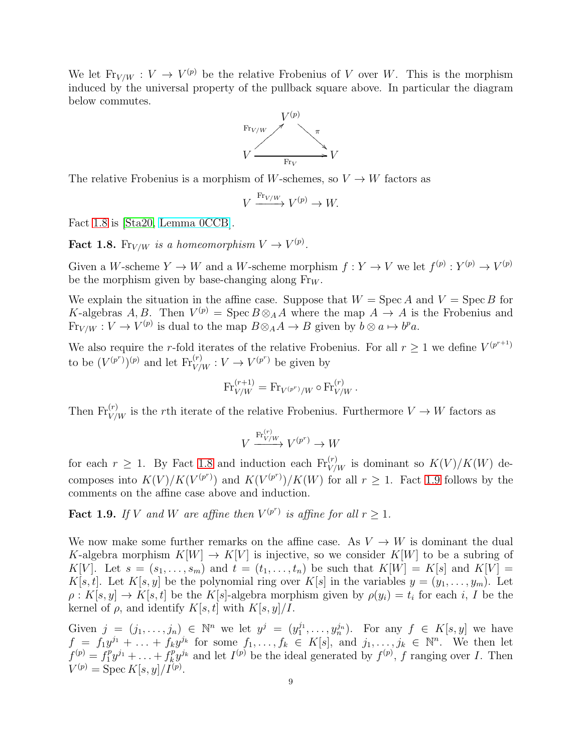We let $\mathrm{Fr}_{V/W} : V \to V^{(p)}$ be the relative Frobenius of $V$ over $W$. This is the morphism induced by the universal property of the pullback square above. In particular the diagram below commutes.

$$\begin{array}{ccccc} & & V^{(p)} & & \\ & \overset{\mathrm{Fr}_{V/W}}{\nearrow} & & \overset{\pi}{\searrow} & \\ V & & \xrightarrow[\mathrm{Fr}_V]{} & & V \end{array}$$

The relative Frobenius is a morphism of $W$-schemes, so $V \to W$ factors as

$$V \xrightarrow{\mathrm{Fr}_{V/W}} V^{(p)} \to W.$$

Fact 1.8 is [Sta20, Lemma 0CCB].

**Fact 1.8.** *$\mathrm{Fr}_{V/W}$ is a homeomorphism $V \to V^{(p)}$.*

Given a $W$-scheme $Y \to W$ and a $W$-scheme morphism $f : Y \to V$ we let $f^{(p)} : Y^{(p)} \to V^{(p)}$ be the morphism given by base-changing along $\mathrm{Fr}_W$.

We explain the situation in the affine case. Suppose that $W = \operatorname{Spec} A$ and $V = \operatorname{Spec} B$ for $K$-algebras $A, B$. Then $V^{(p)} = \operatorname{Spec} B \otimes_A A$ where the map $A \to A$ is the Frobenius and $\mathrm{Fr}_{V/W} : V \to V^{(p)}$ is dual to the map $B \otimes_A A \to B$ given by $b \otimes a \mapsto b^p a$.

We also require the $r$-fold iterates of the relative Frobenius. For all $r \geq 1$ we define $V^{(p^{r+1})}$ to be $(V^{(p^r)})^{(p)}$ and let $\mathrm{Fr}^{(r)}_{V/W} : V \to V^{(p^r)}$ be given by

$$\mathrm{Fr}^{(r+1)}_{V/W} = \mathrm{Fr}_{V^{(p^r)}/W} \circ \mathrm{Fr}^{(r)}_{V/W}.$$

Then $\mathrm{Fr}^{(r)}_{V/W}$ is the $r$th iterate of the relative Frobenius. Furthermore $V \to W$ factors as

$$V \xrightarrow{\mathrm{Fr}^{(r)}_{V/W}} V^{(p^r)} \to W$$

for each $r \geq 1$. By Fact 1.8 and induction each $\mathrm{Fr}^{(r)}_{V/W}$ is dominant so $K(V)/K(W)$ decomposes into $K(V)/K(V^{(p^r)})$ and $K(V^{(p^r)})/K(W)$ for all $r \geq 1$. Fact 1.9 follows by the comments on the affine case above and induction.

**Fact 1.9.** *If $V$ and $W$ are affine then $V^{(p^r)}$ is affine for all $r \geq 1$.*

We now make some further remarks on the affine case. As $V \to W$ is dominant the dual $K$-algebra morphism $K[W] \to K[V]$ is injective, so we consider $K[W]$ to be a subring of $K[V]$. Let $s = (s_1, \ldots, s_m)$ and $t = (t_1, \ldots, t_n)$ be such that $K[W] = K[s]$ and $K[V] = K[s, t]$. Let $K[s, y]$ be the polynomial ring over $K[s]$ in the variables $y = (y_1, \ldots, y_m)$. Let $\rho : K[s, y] \to K[s, t]$ be the $K[s]$-algebra morphism given by $\rho(y_i) = t_i$ for each $i$, $I$ be the kernel of $\rho$, and identify $K[s, t]$ with $K[s, y]/I$.

Given $j = (j_1, \ldots, j_n) \in \mathbb{N}^n$ we let $y^j = (y_1^{j_1}, \ldots, y_n^{j_n})$. For any $f \in K[s, y]$ we have $f = f_1 y^{j_1} + \ldots + f_k y^{j_k}$ for some $f_1, \ldots, f_k \in K[s]$, and $j_1, \ldots, j_k \in \mathbb{N}^n$. We then let $f^{(p)} = f_1^p y^{j_1} + \ldots + f_k^p y^{j_k}$ and let $I^{(p)}$ be the ideal generated by $f^{(p)}$, $f$ ranging over $I$. Then $V^{(p)} = \operatorname{Spec} K[s, y]/I^{(p)}$.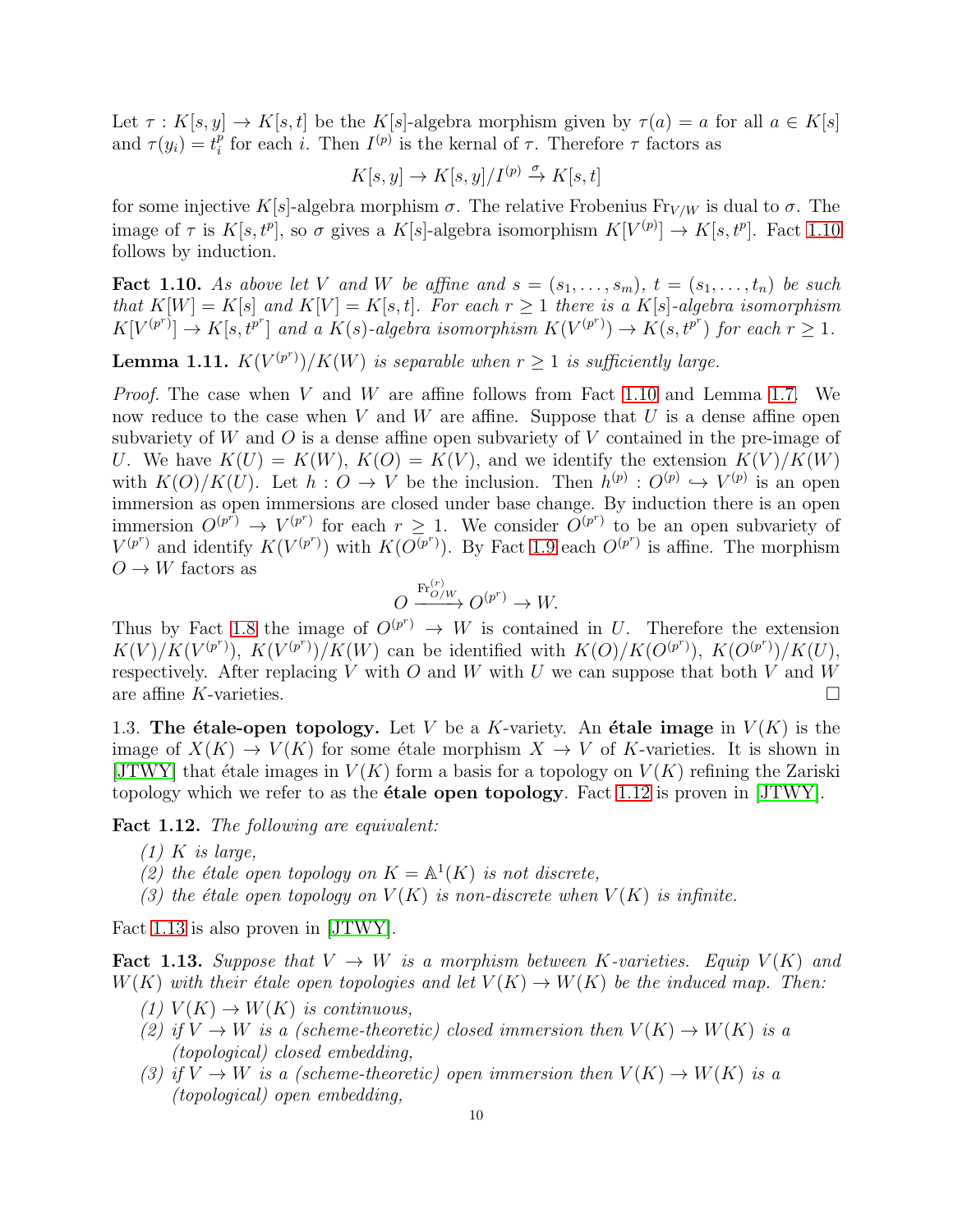Let $\tau : K[s, y] \to K[s, t]$ be the $K[s]$-algebra morphism given by $\tau(a) = a$ for all $a \in K[s]$ and $\tau(y_i) = t_i^p$ for each $i$. Then $I^{(p)}$ is the kernal of $\tau$. Therefore $\tau$ factors as

$$K[s, y] \to K[s, y]/I^{(p)} \xrightarrow{\sigma} K[s, t]$$

for some injective $K[s]$-algebra morphism $\sigma$. The relative Frobenius $\mathrm{Fr}_{V/W}$ is dual to $\sigma$. The image of $\tau$ is $K[s, t^p]$, so $\sigma$ gives a $K[s]$-algebra isomorphism $K[V^{(p)}] \to K[s, t^p]$. Fact 1.10 follows by induction.

**Fact 1.10.** *As above let $V$ and $W$ be affine and $s = (s_1, \dots, s_m)$, $t = (s_1, \dots, t_n)$ be such that $K[W] = K[s]$ and $K[V] = K[s, t]$. For each $r \geq 1$ there is a $K[s]$-algebra isomorphism $K[V^{(p^r)}] \to K[s, t^{p^r}]$ and a $K(s)$-algebra isomorphism $K(V^{(p^r)}) \to K(s, t^{p^r})$ for each $r \geq 1$.*

**Lemma 1.11.** *$K(V^{(p^r)})/K(W)$ is separable when $r \geq 1$ is sufficiently large.*

*Proof.* The case when $V$ and $W$ are affine follows from Fact 1.10 and Lemma 1.7. We now reduce to the case when $V$ and $W$ are affine. Suppose that $U$ is a dense affine open subvariety of $W$ and $O$ is a dense affine open subvariety of $V$ contained in the pre-image of $U$. We have $K(U) = K(W)$, $K(O) = K(V)$, and we identify the extension $K(V)/K(W)$ with $K(O)/K(U)$. Let $h : O \to V$ be the inclusion. Then $h^{(p)} : O^{(p)} \hookrightarrow V^{(p)}$ is an open immersion as open immersions are closed under base change. By induction there is an open immersion $O^{(p^r)} \to V^{(p^r)}$ for each $r \geq 1$. We consider $O^{(p^r)}$ to be an open subvariety of $V^{(p^r)}$ and identify $K(V^{(p^r)})$ with $K(O^{(p^r)})$. By Fact 1.9 each $O^{(p^r)}$ is affine. The morphism $O \to W$ factors as

$$O \xrightarrow{\mathrm{Fr}^{(r)}_{O/W}} O^{(p^r)} \to W.$$

Thus by Fact 1.8 the image of $O^{(p^r)} \to W$ is contained in $U$. Therefore the extension $K(V)/K(V^{(p^r)})$, $K(V^{(p^r)})/K(W)$ can be identified with $K(O)/K(O^{(p^r)})$, $K(O^{(p^r)})/K(U)$, respectively. After replacing $V$ with $O$ and $W$ with $U$ we can suppose that both $V$ and $W$ are affine $K$-varieties. □

1.3. **The étale-open topology.** Let $V$ be a $K$-variety. An **étale image** in $V(K)$ is the image of $X(K) \to V(K)$ for some étale morphism $X \to V$ of $K$-varieties. It is shown in [JTWY] that étale images in $V(K)$ form a basis for a topology on $V(K)$ refining the Zariski topology which we refer to as the **étale open topology**. Fact 1.12 is proven in [JTWY].

**Fact 1.12.** *The following are equivalent:*

*(1) $K$ is large,*
*(2) the étale open topology on $K = \mathbb{A}^1(K)$ is not discrete,*
*(3) the étale open topology on $V(K)$ is non-discrete when $V(K)$ is infinite.*

Fact 1.13 is also proven in [JTWY].

**Fact 1.13.** *Suppose that $V \to W$ is a morphism between $K$-varieties. Equip $V(K)$ and $W(K)$ with their étale open topologies and let $V(K) \to W(K)$ be the induced map. Then:*

*(1) $V(K) \to W(K)$ is continuous,*
*(2) if $V \to W$ is a (scheme-theoretic) closed immersion then $V(K) \to W(K)$ is a (topological) closed embedding,*
*(3) if $V \to W$ is a (scheme-theoretic) open immersion then $V(K) \to W(K)$ is a (topological) open embedding,*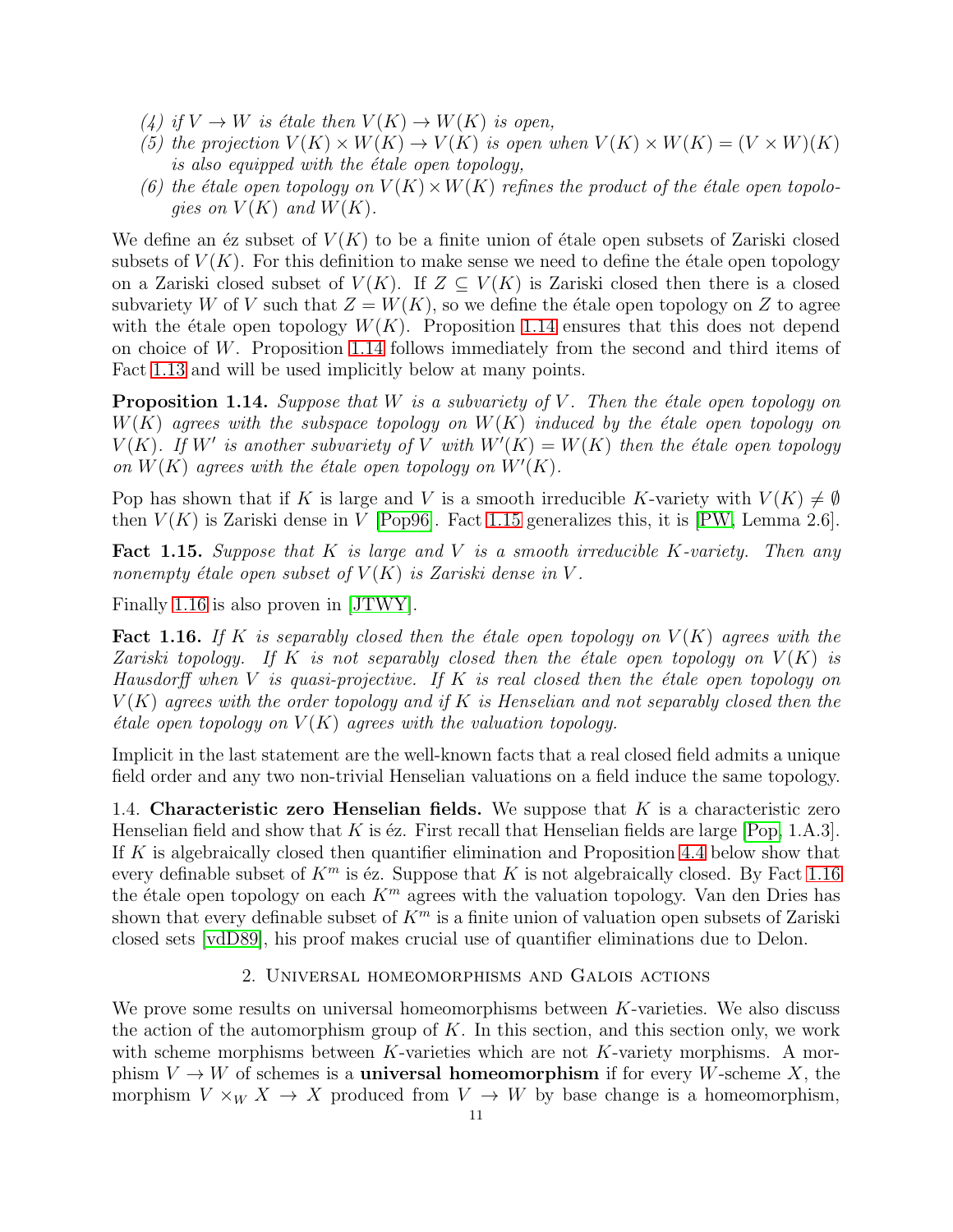*(4) if $V \to W$ is étale then $V(K) \to W(K)$ is open,*
*(5) the projection $V(K) \times W(K) \to V(K)$ is open when $V(K) \times W(K) = (V \times W)(K)$ is also equipped with the étale open topology,*
*(6) the étale open topology on $V(K) \times W(K)$ refines the product of the étale open topologies on $V(K)$ and $W(K)$.*

We define an éz subset of $V(K)$ to be a finite union of étale open subsets of Zariski closed subsets of $V(K)$. For this definition to make sense we need to define the étale open topology on a Zariski closed subset of $V(K)$. If $Z \subseteq V(K)$ is Zariski closed then there is a closed subvariety $W$ of $V$ such that $Z = W(K)$, so we define the étale open topology on $Z$ to agree with the étale open topology $W(K)$. Proposition 1.14 ensures that this does not depend on choice of $W$. Proposition 1.14 follows immediately from the second and third items of Fact 1.13 and will be used implicitly below at many points.

**Proposition 1.14.** *Suppose that $W$ is a subvariety of $V$. Then the étale open topology on $W(K)$ agrees with the subspace topology on $W(K)$ induced by the étale open topology on $V(K)$. If $W'$ is another subvariety of $V$ with $W'(K) = W(K)$ then the étale open topology on $W(K)$ agrees with the étale open topology on $W'(K)$.*

Pop has shown that if $K$ is large and $V$ is a smooth irreducible $K$-variety with $V(K) \neq \emptyset$ then $V(K)$ is Zariski dense in $V$ [Pop96]. Fact 1.15 generalizes this, it is [PW, Lemma 2.6].

**Fact 1.15.** *Suppose that $K$ is large and $V$ is a smooth irreducible $K$-variety. Then any nonempty étale open subset of $V(K)$ is Zariski dense in $V$.*

Finally 1.16 is also proven in [JTWY].

**Fact 1.16.** *If $K$ is separably closed then the étale open topology on $V(K)$ agrees with the Zariski topology. If $K$ is not separably closed then the étale open topology on $V(K)$ is Hausdorff when $V$ is quasi-projective. If $K$ is real closed then the étale open topology on $V(K)$ agrees with the order topology and if $K$ is Henselian and not separably closed then the étale open topology on $V(K)$ agrees with the valuation topology.*

Implicit in the last statement are the well-known facts that a real closed field admits a unique field order and any two non-trivial Henselian valuations on a field induce the same topology.

1.4. **Characteristic zero Henselian fields.** We suppose that $K$ is a characteristic zero Henselian field and show that $K$ is éz. First recall that Henselian fields are large [Pop, 1.A.3]. If $K$ is algebraically closed then quantifier elimination and Proposition 4.4 below show that every definable subset of $K^m$ is éz. Suppose that $K$ is not algebraically closed. By Fact 1.16 the étale open topology on each $K^m$ agrees with the valuation topology. Van den Dries has shown that every definable subset of $K^m$ is a finite union of valuation open subsets of Zariski closed sets [vdD89], his proof makes crucial use of quantifier eliminations due to Delon.

## 2. Universal homeomorphisms and Galois actions

We prove some results on universal homeomorphisms between $K$-varieties. We also discuss the action of the automorphism group of $K$. In this section, and this section only, we work with scheme morphisms between $K$-varieties which are not $K$-variety morphisms. A morphism $V \to W$ of schemes is a **universal homeomorphism** if for every $W$-scheme $X$, the morphism $V \times_W X \to X$ produced from $V \to W$ by base change is a homeomorphism,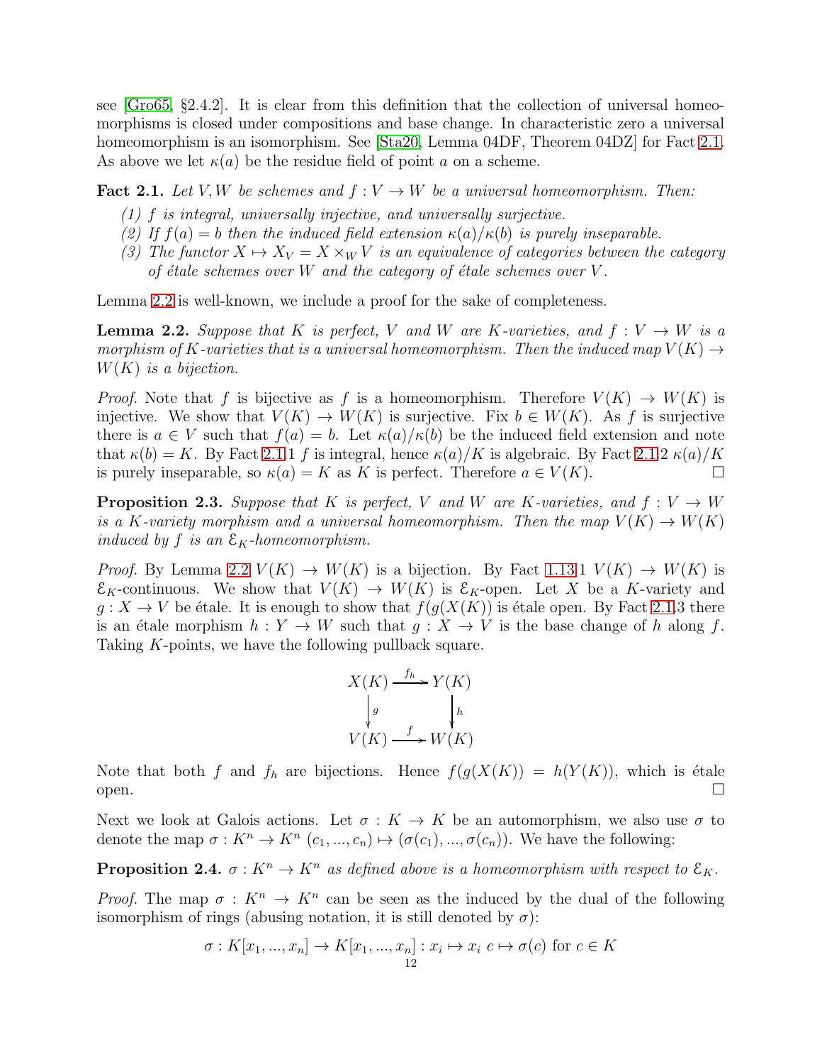see [Gro65, §2.4.2]. It is clear from this definition that the collection of universal homeomorphisms is closed under compositions and base change. In characteristic zero a universal homeomorphism is an isomorphism. See [Sta20, Lemma 04DF, Theorem 04DZ] for Fact 2.1. As above we let $\kappa(a)$ be the residue field of point $a$ on a scheme.

**Fact 2.1.** *Let $V, W$ be schemes and $f : V \to W$ be a universal homeomorphism. Then:*

1. *$f$ is integral, universally injective, and universally surjective.*
2. *If $f(a) = b$ then the induced field extension $\kappa(a)/\kappa(b)$ is purely inseparable.*
3. *The functor $X \mapsto X_V = X \times_W V$ is an equivalence of categories between the category of étale schemes over $W$ and the category of étale schemes over $V$.*

Lemma 2.2 is well-known, we include a proof for the sake of completeness.

**Lemma 2.2.** *Suppose that $K$ is perfect, $V$ and $W$ are $K$-varieties, and $f : V \to W$ is a morphism of $K$-varieties that is a universal homeomorphism. Then the induced map $V(K) \to W(K)$ is a bijection.*

*Proof.* Note that $f$ is bijective as $f$ is a homeomorphism. Therefore $V(K) \to W(K)$ is injective. We show that $V(K) \to W(K)$ is surjective. Fix $b \in W(K)$. As $f$ is surjective there is $a \in V$ such that $f(a) = b$. Let $\kappa(a)/\kappa(b)$ be the induced field extension and note that $\kappa(b) = K$. By Fact 2.1.1 $f$ is integral, hence $\kappa(a)/K$ is algebraic. By Fact 2.1.2 $\kappa(a)/K$ is purely inseparable, so $\kappa(a) = K$ as $K$ is perfect. Therefore $a \in V(K)$. □

**Proposition 2.3.** *Suppose that $K$ is perfect, $V$ and $W$ are $K$-varieties, and $f : V \to W$ is a $K$-variety morphism and a universal homeomorphism. Then the map $V(K) \to W(K)$ induced by $f$ is an $\mathcal{E}_K$-homeomorphism.*

*Proof.* By Lemma 2.2 $V(K) \to W(K)$ is a bijection. By Fact 1.13.1 $V(K) \to W(K)$ is $\mathcal{E}_K$-continuous. We show that $V(K) \to W(K)$ is $\mathcal{E}_K$-open. Let $X$ be a $K$-variety and $g : X \to V$ be étale. It is enough to show that $f(g(X(K))$ is étale open. By Fact 2.1.3 there is an étale morphism $h : Y \to W$ such that $g : X \to V$ is the base change of $h$ along $f$. Taking $K$-points, we have the following pullback square.

$$\begin{array}{ccc} X(K) & \xrightarrow{f_h} & Y(K) \\ \downarrow{\scriptstyle g} & & \downarrow{\scriptstyle h} \\ V(K) & \xrightarrow{f} & W(K) \end{array}$$

Note that both $f$ and $f_h$ are bijections. Hence $f(g(X(K)) = h(Y(K))$, which is étale open. □

Next we look at Galois actions. Let $\sigma : K \to K$ be an automorphism, we also use $\sigma$ to denote the map $\sigma : K^n \to K^n$ $(c_1, ..., c_n) \mapsto (\sigma(c_1), ..., \sigma(c_n))$. We have the following:

**Proposition 2.4.** *$\sigma : K^n \to K^n$ as defined above is a homeomorphism with respect to $\mathcal{E}_K$.*

*Proof.* The map $\sigma : K^n \to K^n$ can be seen as the induced by the dual of the following isomorphism of rings (abusing notation, it is still denoted by $\sigma$):

$$\sigma : K[x_1, ..., x_n] \to K[x_1, ..., x_n] : x_i \mapsto x_i \ c \mapsto \sigma(c) \text{ for } c \in K$$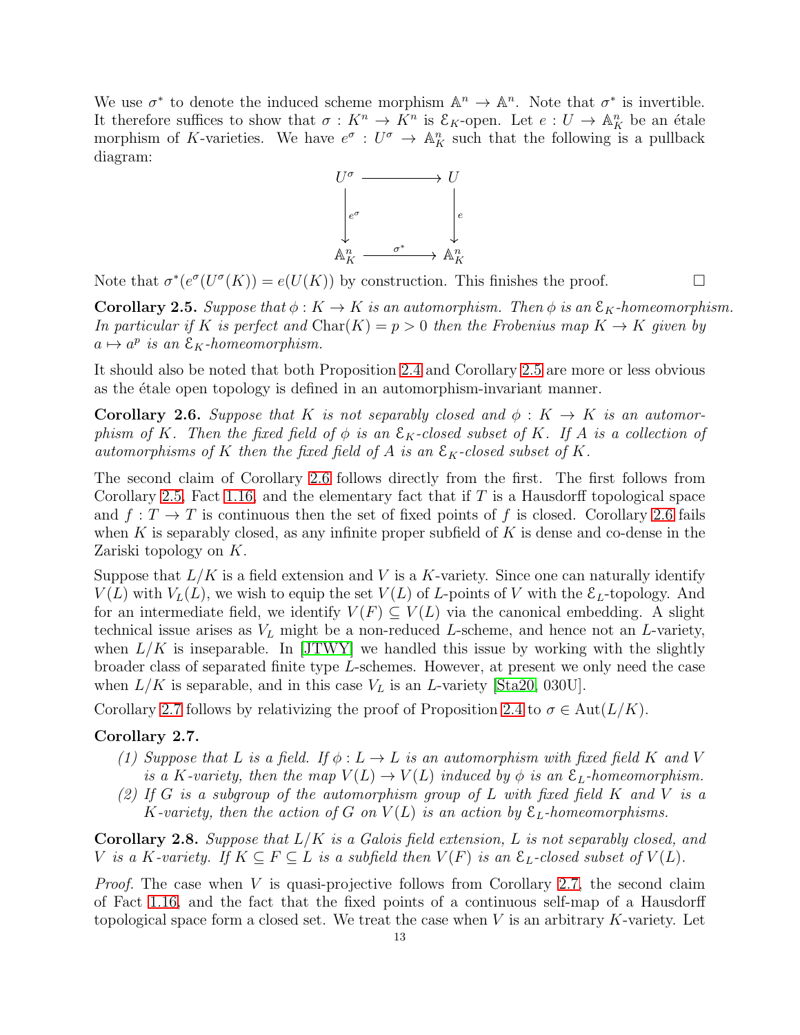We use $\sigma^*$ to denote the induced scheme morphism $\mathbb{A}^n \to \mathbb{A}^n$. Note that $\sigma^*$ is invertible. It therefore suffices to show that $\sigma : K^n \to K^n$ is $\mathcal{E}_K$-open. Let $e : U \to \mathbb{A}^n_K$ be an étale morphism of $K$-varieties. We have $e^\sigma : U^\sigma \to \mathbb{A}^n_K$ such that the following is a pullback diagram:

$$\begin{array}{ccc} U^\sigma & \longrightarrow & U \\ \downarrow{\scriptstyle e^\sigma} & & \downarrow{\scriptstyle e} \\ \mathbb{A}^n_K & \xrightarrow{\sigma^*} & \mathbb{A}^n_K \end{array}$$

Note that $\sigma^*(e^\sigma(U^\sigma(K)) = e(U(K))$ by construction. This finishes the proof. $\square$

**Corollary 2.5.** *Suppose that $\phi : K \to K$ is an automorphism. Then $\phi$ is an $\mathcal{E}_K$-homeomorphism. In particular if $K$ is perfect and $\mathrm{Char}(K) = p > 0$ then the Frobenius map $K \to K$ given by $a \mapsto a^p$ is an $\mathcal{E}_K$-homeomorphism.*

It should also be noted that both Proposition 2.4 and Corollary 2.5 are more or less obvious as the étale open topology is defined in an automorphism-invariant manner.

**Corollary 2.6.** *Suppose that $K$ is not separably closed and $\phi : K \to K$ is an automorphism of $K$. Then the fixed field of $\phi$ is an $\mathcal{E}_K$-closed subset of $K$. If $A$ is a collection of automorphisms of $K$ then the fixed field of $A$ is an $\mathcal{E}_K$-closed subset of $K$.*

The second claim of Corollary 2.6 follows directly from the first. The first follows from Corollary 2.5, Fact 1.16, and the elementary fact that if $T$ is a Hausdorff topological space and $f : T \to T$ is continuous then the set of fixed points of $f$ is closed. Corollary 2.6 fails when $K$ is separably closed, as any infinite proper subfield of $K$ is dense and co-dense in the Zariski topology on $K$.

Suppose that $L/K$ is a field extension and $V$ is a $K$-variety. Since one can naturally identify $V(L)$ with $V_L(L)$, we wish to equip the set $V(L)$ of $L$-points of $V$ with the $\mathcal{E}_L$-topology. And for an intermediate field, we identify $V(F) \subseteq V(L)$ via the canonical embedding. A slight technical issue arises as $V_L$ might be a non-reduced $L$-scheme, and hence not an $L$-variety, when $L/K$ is inseparable. In [JTWY] we handled this issue by working with the slightly broader class of separated finite type $L$-schemes. However, at present we only need the case when $L/K$ is separable, and in this case $V_L$ is an $L$-variety [Sta20, 030U].

Corollary 2.7 follows by relativizing the proof of Proposition 2.4 to $\sigma \in \mathrm{Aut}(L/K)$.

**Corollary 2.7.**

*(1) Suppose that $L$ is a field. If $\phi : L \to L$ is an automorphism with fixed field $K$ and $V$ is a $K$-variety, then the map $V(L) \to V(L)$ induced by $\phi$ is an $\mathcal{E}_L$-homeomorphism.*

*(2) If $G$ is a subgroup of the automorphism group of $L$ with fixed field $K$ and $V$ is a $K$-variety, then the action of $G$ on $V(L)$ is an action by $\mathcal{E}_L$-homeomorphisms.*

**Corollary 2.8.** *Suppose that $L/K$ is a Galois field extension, $L$ is not separably closed, and $V$ is a $K$-variety. If $K \subseteq F \subseteq L$ is a subfield then $V(F)$ is an $\mathcal{E}_L$-closed subset of $V(L)$.*

*Proof.* The case when $V$ is quasi-projective follows from Corollary 2.7, the second claim of Fact 1.16, and the fact that the fixed points of a continuous self-map of a Hausdorff topological space form a closed set. We treat the case when $V$ is an arbitrary $K$-variety. Let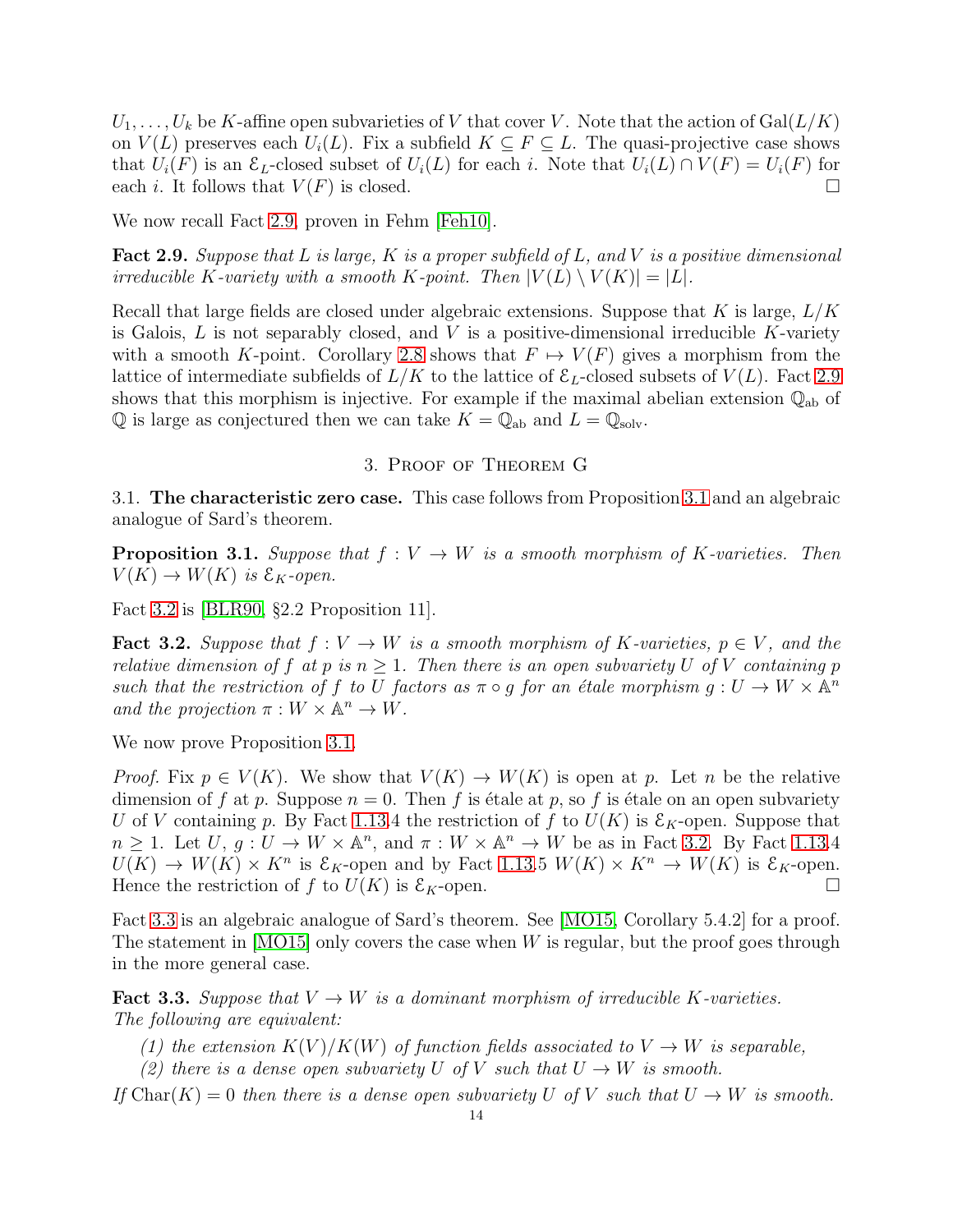$U_1, \ldots, U_k$ be $K$-affine open subvarieties of $V$ that cover $V$. Note that the action of $\mathrm{Gal}(L/K)$ on $V(L)$ preserves each $U_i(L)$. Fix a subfield $K \subseteq F \subseteq L$. The quasi-projective case shows that $U_i(F)$ is an $\mathcal{E}_L$-closed subset of $U_i(L)$ for each $i$. Note that $U_i(L) \cap V(F) = U_i(F)$ for each $i$. It follows that $V(F)$ is closed. $\square$

We now recall Fact 2.9, proven in Fehm [Feh10].

**Fact 2.9.** *Suppose that $L$ is large, $K$ is a proper subfield of $L$, and $V$ is a positive dimensional irreducible $K$-variety with a smooth $K$-point. Then $|V(L) \setminus V(K)| = |L|$.*

Recall that large fields are closed under algebraic extensions. Suppose that $K$ is large, $L/K$ is Galois, $L$ is not separably closed, and $V$ is a positive-dimensional irreducible $K$-variety with a smooth $K$-point. Corollary 2.8 shows that $F \mapsto V(F)$ gives a morphism from the lattice of intermediate subfields of $L/K$ to the lattice of $\mathcal{E}_L$-closed subsets of $V(L)$. Fact 2.9 shows that this morphism is injective. For example if the maximal abelian extension $\mathbb{Q}_{\mathrm{ab}}$ of $\mathbb{Q}$ is large as conjectured then we can take $K = \mathbb{Q}_{\mathrm{ab}}$ and $L = \mathbb{Q}_{\mathrm{solv}}$.

## 3. Proof of Theorem G

3.1. **The characteristic zero case.** This case follows from Proposition 3.1 and an algebraic analogue of Sard's theorem.

**Proposition 3.1.** *Suppose that $f : V \to W$ is a smooth morphism of $K$-varieties. Then $V(K) \to W(K)$ is $\mathcal{E}_K$-open.*

Fact 3.2 is [BLR90, §2.2 Proposition 11].

**Fact 3.2.** *Suppose that $f : V \to W$ is a smooth morphism of $K$-varieties, $p \in V$, and the relative dimension of $f$ at $p$ is $n \geq 1$. Then there is an open subvariety $U$ of $V$ containing $p$ such that the restriction of $f$ to $U$ factors as $\pi \circ g$ for an étale morphism $g : U \to W \times \mathbb{A}^n$ and the projection $\pi : W \times \mathbb{A}^n \to W$.*

We now prove Proposition 3.1.

*Proof.* Fix $p \in V(K)$. We show that $V(K) \to W(K)$ is open at $p$. Let $n$ be the relative dimension of $f$ at $p$. Suppose $n = 0$. Then $f$ is étale at $p$, so $f$ is étale on an open subvariety $U$ of $V$ containing $p$. By Fact 1.13.4 the restriction of $f$ to $U(K)$ is $\mathcal{E}_K$-open. Suppose that $n \geq 1$. Let $U$, $g : U \to W \times \mathbb{A}^n$, and $\pi : W \times \mathbb{A}^n \to W$ be as in Fact 3.2. By Fact 1.13.4 $U(K) \to W(K) \times K^n$ is $\mathcal{E}_K$-open and by Fact 1.13.5 $W(K) \times K^n \to W(K)$ is $\mathcal{E}_K$-open. Hence the restriction of $f$ to $U(K)$ is $\mathcal{E}_K$-open. $\square$

Fact 3.3 is an algebraic analogue of Sard's theorem. See [MO15, Corollary 5.4.2] for a proof. The statement in [MO15] only covers the case when $W$ is regular, but the proof goes through in the more general case.

**Fact 3.3.** *Suppose that $V \to W$ is a dominant morphism of irreducible $K$-varieties. The following are equivalent:*

*(1) the extension $K(V)/K(W)$ of function fields associated to $V \to W$ is separable,*
*(2) there is a dense open subvariety $U$ of $V$ such that $U \to W$ is smooth.*

*If $\mathrm{Char}(K) = 0$ then there is a dense open subvariety $U$ of $V$ such that $U \to W$ is smooth.*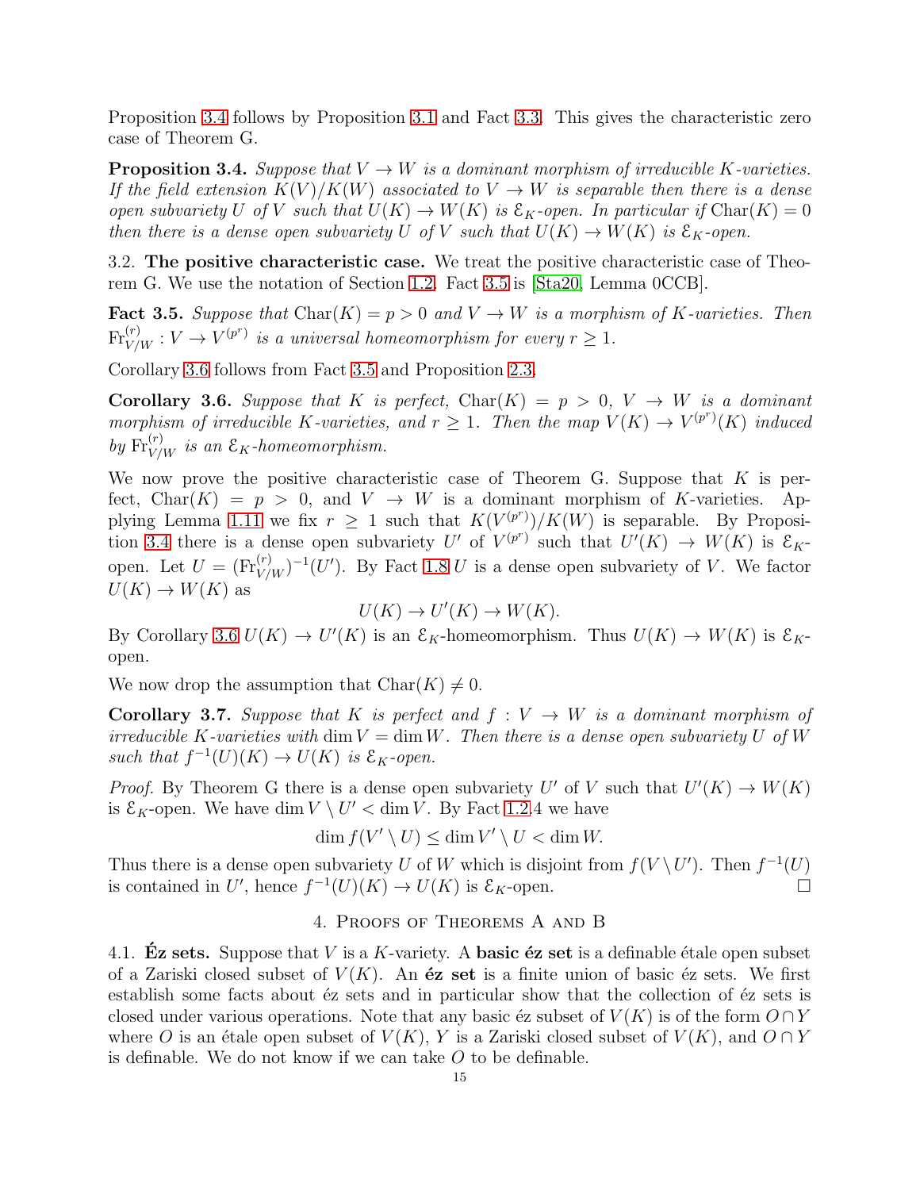Proposition 3.4 follows by Proposition 3.1 and Fact 3.3. This gives the characteristic zero case of Theorem G.

**Proposition 3.4.** *Suppose that $V \to W$ is a dominant morphism of irreducible $K$-varieties. If the field extension $K(V)/K(W)$ associated to $V \to W$ is separable then there is a dense open subvariety $U$ of $V$ such that $U(K) \to W(K)$ is $\mathcal{E}_K$-open. In particular if $\mathrm{Char}(K) = 0$ then there is a dense open subvariety $U$ of $V$ such that $U(K) \to W(K)$ is $\mathcal{E}_K$-open.*

3.2. **The positive characteristic case.** We treat the positive characteristic case of Theorem G. We use the notation of Section 1.2. Fact 3.5 is [Sta20, Lemma 0CCB].

**Fact 3.5.** *Suppose that $\mathrm{Char}(K) = p > 0$ and $V \to W$ is a morphism of $K$-varieties. Then $\mathrm{Fr}^{(r)}_{V/W} : V \to V^{(p^r)}$ is a universal homeomorphism for every $r \geq 1$.*

Corollary 3.6 follows from Fact 3.5 and Proposition 2.3.

**Corollary 3.6.** *Suppose that $K$ is perfect, $\mathrm{Char}(K) = p > 0$, $V \to W$ is a dominant morphism of irreducible $K$-varieties, and $r \geq 1$. Then the map $V(K) \to V^{(p^r)}(K)$ induced by $\mathrm{Fr}^{(r)}_{V/W}$ is an $\mathcal{E}_K$-homeomorphism.*

We now prove the positive characteristic case of Theorem G. Suppose that $K$ is perfect, $\mathrm{Char}(K) = p > 0$, and $V \to W$ is a dominant morphism of $K$-varieties. Applying Lemma 1.11 we fix $r \geq 1$ such that $K(V^{(p^r)})/K(W)$ is separable. By Proposition 3.4 there is a dense open subvariety $U'$ of $V^{(p^r)}$ such that $U'(K) \to W(K)$ is $\mathcal{E}_K$-open. Let $U = (\mathrm{Fr}^{(r)}_{V/W})^{-1}(U')$. By Fact 1.8 $U$ is a dense open subvariety of $V$. We factor $U(K) \to W(K)$ as

$$U(K) \to U'(K) \to W(K).$$

By Corollary 3.6 $U(K) \to U'(K)$ is an $\mathcal{E}_K$-homeomorphism. Thus $U(K) \to W(K)$ is $\mathcal{E}_K$-open.

We now drop the assumption that $\mathrm{Char}(K) \neq 0$.

**Corollary 3.7.** *Suppose that $K$ is perfect and $f : V \to W$ is a dominant morphism of irreducible $K$-varieties with $\dim V = \dim W$. Then there is a dense open subvariety $U$ of $W$ such that $f^{-1}(U)(K) \to U(K)$ is $\mathcal{E}_K$-open.*

*Proof.* By Theorem G there is a dense open subvariety $U'$ of $V$ such that $U'(K) \to W(K)$ is $\mathcal{E}_K$-open. We have $\dim V \setminus U' < \dim V$. By Fact 1.2.4 we have

$$\dim f(V' \setminus U) \leq \dim V' \setminus U < \dim W.$$

Thus there is a dense open subvariety $U$ of $W$ which is disjoint from $f(V \setminus U')$. Then $f^{-1}(U)$ is contained in $U'$, hence $f^{-1}(U)(K) \to U(K)$ is $\mathcal{E}_K$-open. $\square$

## 4. Proofs of Theorems A and B

4.1. **Éz sets.** Suppose that $V$ is a $K$-variety. A **basic éz set** is a definable étale open subset of a Zariski closed subset of $V(K)$. An **éz set** is a finite union of basic éz sets. We first establish some facts about éz sets and in particular show that the collection of éz sets is closed under various operations. Note that any basic éz subset of $V(K)$ is of the form $O \cap Y$ where $O$ is an étale open subset of $V(K)$, $Y$ is a Zariski closed subset of $V(K)$, and $O \cap Y$ is definable. We do not know if we can take $O$ to be definable.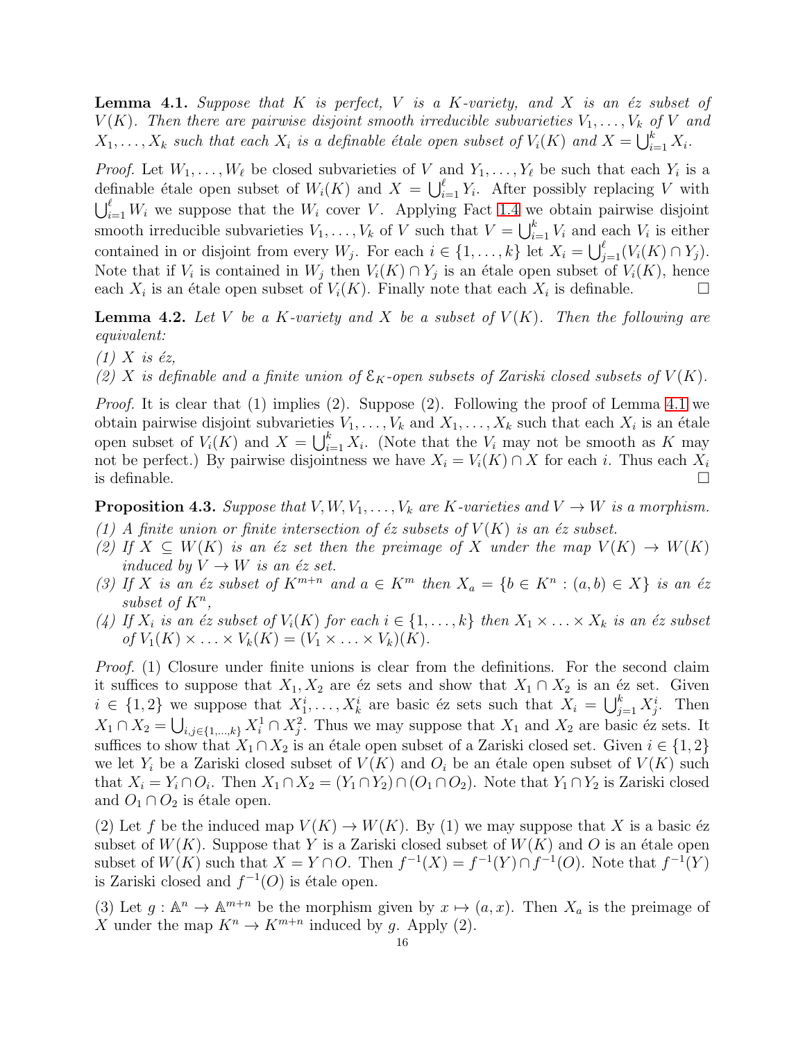**Lemma 4.1.** *Suppose that $K$ is perfect, $V$ is a $K$-variety, and $X$ is an éz subset of $V(K)$. Then there are pairwise disjoint smooth irreducible subvarieties $V_1, \ldots, V_k$ of $V$ and $X_1, \ldots, X_k$ such that each $X_i$ is a definable étale open subset of $V_i(K)$ and $X = \bigcup_{i=1}^k X_i$.*

*Proof.* Let $W_1, \ldots, W_\ell$ be closed subvarieties of $V$ and $Y_1, \ldots, Y_\ell$ be such that each $Y_i$ is a definable étale open subset of $W_i(K)$ and $X = \bigcup_{i=1}^\ell Y_i$. After possibly replacing $V$ with $\bigcup_{i=1}^\ell W_i$ we suppose that the $W_i$ cover $V$. Applying Fact 1.4 we obtain pairwise disjoint smooth irreducible subvarieties $V_1, \ldots, V_k$ of $V$ such that $V = \bigcup_{i=1}^k V_i$ and each $V_i$ is either contained in or disjoint from every $W_j$. For each $i \in \{1, \ldots, k\}$ let $X_i = \bigcup_{j=1}^\ell (V_i(K) \cap Y_j)$. Note that if $V_i$ is contained in $W_j$ then $V_i(K) \cap Y_j$ is an étale open subset of $V_i(K)$, hence each $X_i$ is an étale open subset of $V_i(K)$. Finally note that each $X_i$ is definable. □

**Lemma 4.2.** *Let $V$ be a $K$-variety and $X$ be a subset of $V(K)$. Then the following are equivalent:*

*(1) $X$ is éz,*

*(2) $X$ is definable and a finite union of $\mathcal{E}_K$-open subsets of Zariski closed subsets of $V(K)$.*

*Proof.* It is clear that (1) implies (2). Suppose (2). Following the proof of Lemma 4.1 we obtain pairwise disjoint subvarieties $V_1, \ldots, V_k$ and $X_1, \ldots, X_k$ such that each $X_i$ is an étale open subset of $V_i(K)$ and $X = \bigcup_{i=1}^k X_i$. (Note that the $V_i$ may not be smooth as $K$ may not be perfect.) By pairwise disjointness we have $X_i = V_i(K) \cap X$ for each $i$. Thus each $X_i$ is definable. □

**Proposition 4.3.** *Suppose that $V, W, V_1, \ldots, V_k$ are $K$-varieties and $V \to W$ is a morphism.*

*(1) A finite union or finite intersection of éz subsets of $V(K)$ is an éz subset.*

*(2) If $X \subseteq W(K)$ is an éz set then the preimage of $X$ under the map $V(K) \to W(K)$ induced by $V \to W$ is an éz set.*

*(3) If $X$ is an éz subset of $K^{m+n}$ and $a \in K^m$ then $X_a = \{b \in K^n : (a, b) \in X\}$ is an éz subset of $K^n$,*

*(4) If $X_i$ is an éz subset of $V_i(K)$ for each $i \in \{1, \ldots, k\}$ then $X_1 \times \ldots \times X_k$ is an éz subset of $V_1(K) \times \ldots \times V_k(K) = (V_1 \times \ldots \times V_k)(K)$.*

*Proof.* (1) Closure under finite unions is clear from the definitions. For the second claim it suffices to suppose that $X_1, X_2$ are éz sets and show that $X_1 \cap X_2$ is an éz set. Given $i \in \{1, 2\}$ we suppose that $X^i_1, \ldots, X^i_k$ are basic éz sets such that $X_i = \bigcup_{j=1}^k X^i_j$. Then $X_1 \cap X_2 = \bigcup_{i,j \in \{1,\ldots,k\}} X^1_i \cap X^2_j$. Thus we may suppose that $X_1$ and $X_2$ are basic éz sets. It suffices to show that $X_1 \cap X_2$ is an étale open subset of a Zariski closed set. Given $i \in \{1, 2\}$ we let $Y_i$ be a Zariski closed subset of $V(K)$ and $O_i$ be an étale open subset of $V(K)$ such that $X_i = Y_i \cap O_i$. Then $X_1 \cap X_2 = (Y_1 \cap Y_2) \cap (O_1 \cap O_2)$. Note that $Y_1 \cap Y_2$ is Zariski closed and $O_1 \cap O_2$ is étale open.

(2) Let $f$ be the induced map $V(K) \to W(K)$. By (1) we may suppose that $X$ is a basic éz subset of $W(K)$. Suppose that $Y$ is a Zariski closed subset of $W(K)$ and $O$ is an étale open subset of $W(K)$ such that $X = Y \cap O$. Then $f^{-1}(X) = f^{-1}(Y) \cap f^{-1}(O)$. Note that $f^{-1}(Y)$ is Zariski closed and $f^{-1}(O)$ is étale open.

(3) Let $g : \mathbb{A}^n \to \mathbb{A}^{m+n}$ be the morphism given by $x \mapsto (a, x)$. Then $X_a$ is the preimage of $X$ under the map $K^n \to K^{m+n}$ induced by $g$. Apply (2).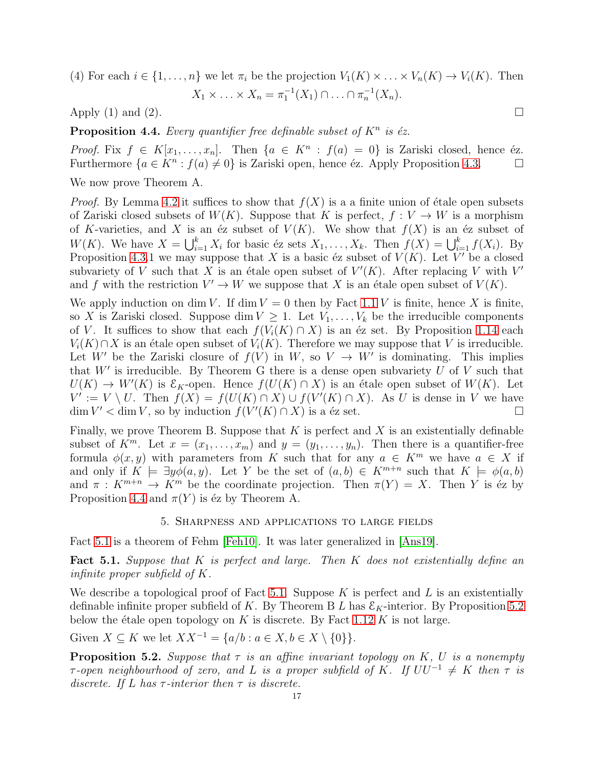(4) For each $i \in \{1, \ldots, n\}$ we let $\pi_i$ be the projection $V_1(K) \times \ldots \times V_n(K) \to V_i(K)$. Then

$$X_1 \times \ldots \times X_n = \pi_1^{-1}(X_1) \cap \ldots \cap \pi_n^{-1}(X_n).$$

Apply (1) and (2). □

**Proposition 4.4.** *Every quantifier free definable subset of $K^n$ is éz.*

*Proof.* Fix $f \in K[x_1, \ldots, x_n]$. Then $\{a \in K^n : f(a) = 0\}$ is Zariski closed, hence éz. Furthermore $\{a \in K^n : f(a) \neq 0\}$ is Zariski open, hence éz. Apply Proposition 4.3. □

We now prove Theorem A.

*Proof.* By Lemma 4.2 it suffices to show that $f(X)$ is a a finite union of étale open subsets of Zariski closed subsets of $W(K)$. Suppose that $K$ is perfect, $f : V \to W$ is a morphism of $K$-varieties, and $X$ is an éz subset of $V(K)$. We show that $f(X)$ is an éz subset of $W(K)$. We have $X = \bigcup_{i=1}^k X_i$ for basic éz sets $X_1, \ldots, X_k$. Then $f(X) = \bigcup_{i=1}^k f(X_i)$. By Proposition 4.3.1 we may suppose that $X$ is a basic éz subset of $V(K)$. Let $V'$ be a closed subvariety of $V$ such that $X$ is an étale open subset of $V'(K)$. After replacing $V$ with $V'$ and $f$ with the restriction $V' \to W$ we suppose that $X$ is an étale open subset of $V(K)$.

We apply induction on $\dim V$. If $\dim V = 0$ then by Fact 1.1 $V$ is finite, hence $X$ is finite, so $X$ is Zariski closed. Suppose $\dim V \geq 1$. Let $V_1, \ldots, V_k$ be the irreducible components of $V$. It suffices to show that each $f(V_i(K) \cap X)$ is an éz set. By Proposition 1.14 each $V_i(K) \cap X$ is an étale open subset of $V_i(K)$. Therefore we may suppose that $V$ is irreducible. Let $W'$ be the Zariski closure of $f(V)$ in $W$, so $V \to W'$ is dominating. This implies that $W'$ is irreducible. By Theorem G there is a dense open subvariety $U$ of $V$ such that $U(K) \to W'(K)$ is $\mathcal{E}_K$-open. Hence $f(U(K) \cap X)$ is an étale open subset of $W(K)$. Let $V' := V \setminus U$. Then $f(X) = f(U(K) \cap X) \cup f(V'(K) \cap X)$. As $U$ is dense in $V$ we have $\dim V' < \dim V$, so by induction $f(V'(K) \cap X)$ is a éz set. □

Finally, we prove Theorem B. Suppose that $K$ is perfect and $X$ is an existentially definable subset of $K^m$. Let $x = (x_1, \ldots, x_m)$ and $y = (y_1, \ldots, y_n)$. Then there is a quantifier-free formula $\phi(x, y)$ with parameters from $K$ such that for any $a \in K^m$ we have $a \in X$ if and only if $K \models \exists y \phi(a, y)$. Let $Y$ be the set of $(a, b) \in K^{m+n}$ such that $K \models \phi(a, b)$ and $\pi : K^{m+n} \to K^m$ be the coordinate projection. Then $\pi(Y) = X$. Then $Y$ is éz by Proposition 4.4 and $\pi(Y)$ is éz by Theorem A.

## 5. Sharpness and applications to large fields

Fact 5.1 is a theorem of Fehm [Feh10]. It was later generalized in [Ans19].

**Fact 5.1.** *Suppose that $K$ is perfect and large. Then $K$ does not existentially define an infinite proper subfield of $K$.*

We describe a topological proof of Fact 5.1. Suppose $K$ is perfect and $L$ is an existentially definable infinite proper subfield of $K$. By Theorem B $L$ has $\mathcal{E}_K$-interior. By Proposition 5.2 below the étale open topology on $K$ is discrete. By Fact 1.12 $K$ is not large.

Given $X \subseteq K$ we let $XX^{-1} = \{a/b : a \in X, b \in X \setminus \{0\}\}$.

**Proposition 5.2.** *Suppose that $\tau$ is an affine invariant topology on $K$, $U$ is a nonempty $\tau$-open neighbourhood of zero, and $L$ is a proper subfield of $K$. If $UU^{-1} \neq K$ then $\tau$ is discrete. If $L$ has $\tau$-interior then $\tau$ is discrete.*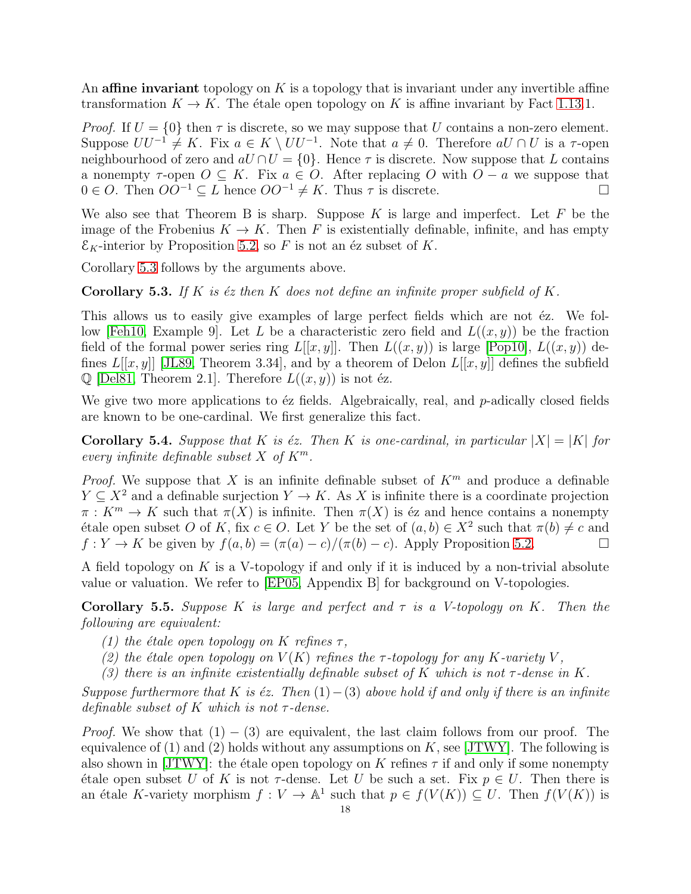An **affine invariant** topology on $K$ is a topology that is invariant under any invertible affine transformation $K \to K$. The étale open topology on $K$ is affine invariant by Fact 1.13.1.

*Proof.* If $U = \{0\}$ then $\tau$ is discrete, so we may suppose that $U$ contains a non-zero element. Suppose $UU^{-1} \neq K$. Fix $a \in K \setminus UU^{-1}$. Note that $a \neq 0$. Therefore $aU \cap U$ is a $\tau$-open neighbourhood of zero and $aU \cap U = \{0\}$. Hence $\tau$ is discrete. Now suppose that $L$ contains a nonempty $\tau$-open $O \subseteq K$. Fix $a \in O$. After replacing $O$ with $O - a$ we suppose that $0 \in O$. Then $OO^{-1} \subseteq L$ hence $OO^{-1} \neq K$. Thus $\tau$ is discrete. $\square$

We also see that Theorem B is sharp. Suppose $K$ is large and imperfect. Let $F$ be the image of the Frobenius $K \to K$. Then $F$ is existentially definable, infinite, and has empty $\mathcal{E}_K$-interior by Proposition 5.2, so $F$ is not an éz subset of $K$.

Corollary 5.3 follows by the arguments above.

**Corollary 5.3.** *If $K$ is éz then $K$ does not define an infinite proper subfield of $K$.*

This allows us to easily give examples of large perfect fields which are not éz. We follow [Feh10, Example 9]. Let $L$ be a characteristic zero field and $L((x, y))$ be the fraction field of the formal power series ring $L[[x, y]]$. Then $L((x, y))$ is large [Pop10], $L((x, y))$ defines $L[[x, y]]$ [JL89, Theorem 3.34], and by a theorem of Delon $L[[x, y]]$ defines the subfield $\mathbb{Q}$ [Del81, Theorem 2.1]. Therefore $L((x, y))$ is not éz.

We give two more applications to éz fields. Algebraically, real, and $p$-adically closed fields are known to be one-cardinal. We first generalize this fact.

**Corollary 5.4.** *Suppose that $K$ is éz. Then $K$ is one-cardinal, in particular $|X| = |K|$ for every infinite definable subset $X$ of $K^m$.*

*Proof.* We suppose that $X$ is an infinite definable subset of $K^m$ and produce a definable $Y \subseteq X^2$ and a definable surjection $Y \to K$. As $X$ is infinite there is a coordinate projection $\pi : K^m \to K$ such that $\pi(X)$ is infinite. Then $\pi(X)$ is éz and hence contains a nonempty étale open subset $O$ of $K$, fix $c \in O$. Let $Y$ be the set of $(a, b) \in X^2$ such that $\pi(b) \neq c$ and $f : Y \to K$ be given by $f(a, b) = (\pi(a) - c)/(\pi(b) - c)$. Apply Proposition 5.2. $\square$

A field topology on $K$ is a V-topology if and only if it is induced by a non-trivial absolute value or valuation. We refer to [EP05, Appendix B] for background on V-topologies.

**Corollary 5.5.** *Suppose $K$ is large and perfect and $\tau$ is a V-topology on $K$. Then the following are equivalent:*

*(1) the étale open topology on $K$ refines $\tau$,*
*(2) the étale open topology on $V(K)$ refines the $\tau$-topology for any $K$-variety $V$,*
*(3) there is an infinite existentially definable subset of $K$ which is not $\tau$-dense in $K$.*

*Suppose furthermore that $K$ is éz. Then $(1) - (3)$ above hold if and only if there is an infinite definable subset of $K$ which is not $\tau$-dense.*

*Proof.* We show that $(1) - (3)$ are equivalent, the last claim follows from our proof. The equivalence of (1) and (2) holds without any assumptions on $K$, see [JTWY]. The following is also shown in [JTWY]: the étale open topology on $K$ refines $\tau$ if and only if some nonempty étale open subset $U$ of $K$ is not $\tau$-dense. Let $U$ be such a set. Fix $p \in U$. Then there is an étale $K$-variety morphism $f : V \to \mathbb{A}^1$ such that $p \in f(V(K)) \subseteq U$. Then $f(V(K))$ is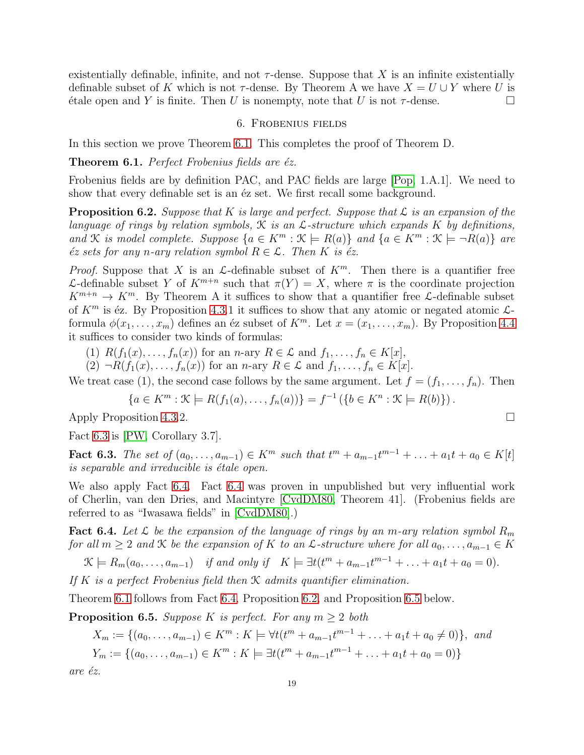existentially definable, infinite, and not $\tau$-dense. Suppose that $X$ is an infinite existentially definable subset of $K$ which is not $\tau$-dense. By Theorem A we have $X = U \cup Y$ where $U$ is étale open and $Y$ is finite. Then $U$ is nonempty, note that $U$ is not $\tau$-dense. $\square$

## 6. Frobenius fields

In this section we prove Theorem 6.1. This completes the proof of Theorem D.

**Theorem 6.1.** *Perfect Frobenius fields are éz.*

Frobenius fields are by definition PAC, and PAC fields are large [Pop, 1.A.1]. We need to show that every definable set is an éz set. We first recall some background.

**Proposition 6.2.** *Suppose that $K$ is large and perfect. Suppose that $\mathcal{L}$ is an expansion of the language of rings by relation symbols, $\mathcal{K}$ is an $\mathcal{L}$-structure which expands $K$ by definitions, and $\mathcal{K}$ is model complete. Suppose $\{a \in K^m : \mathcal{K} \models R(a)\}$ and $\{a \in K^m : \mathcal{K} \models \neg R(a)\}$ are éz sets for any $n$-ary relation symbol $R \in \mathcal{L}$. Then $K$ is éz.*

*Proof.* Suppose that $X$ is an $\mathcal{L}$-definable subset of $K^m$. Then there is a quantifier free $\mathcal{L}$-definable subset $Y$ of $K^{m+n}$ such that $\pi(Y) = X$, where $\pi$ is the coordinate projection $K^{m+n} \to K^m$. By Theorem A it suffices to show that a quantifier free $\mathcal{L}$-definable subset of $K^m$ is éz. By Proposition 4.3.1 it suffices to show that any atomic or negated atomic $\mathcal{L}$-formula $\phi(x_1, \ldots, x_m)$ defines an éz subset of $K^m$. Let $x = (x_1, \ldots, x_m)$. By Proposition 4.4 it suffices to consider two kinds of formulas:

1. $R(f_1(x), \ldots, f_n(x))$ for an $n$-ary $R \in \mathcal{L}$ and $f_1, \ldots, f_n \in K[x]$,
2. $\neg R(f_1(x), \ldots, f_n(x))$ for an $n$-ary $R \in \mathcal{L}$ and $f_1, \ldots, f_n \in K[x]$.

We treat case (1), the second case follows by the same argument. Let $f = (f_1, \ldots, f_n)$. Then

$$\{a \in K^m : \mathcal{K} \models R(f_1(a), \ldots, f_n(a))\} = f^{-1}(\{b \in K^n : \mathcal{K} \models R(b)\}).$$

Apply Proposition 4.3.2. $\square$

Fact 6.3 is [PW, Corollary 3.7].

**Fact 6.3.** *The set of $(a_0, \ldots, a_{m-1}) \in K^m$ such that $t^m + a_{m-1}t^{m-1} + \ldots + a_1 t + a_0 \in K[t]$ is separable and irreducible is étale open.*

We also apply Fact 6.4. Fact 6.4 was proven in unpublished but very influential work of Cherlin, van den Dries, and Macintyre [CvdDM80, Theorem 41]. (Frobenius fields are referred to as "Iwasawa fields" in [CvdDM80].)

**Fact 6.4.** *Let $\mathcal{L}$ be the expansion of the language of rings by an $m$-ary relation symbol $R_m$ for all $m \geq 2$ and $\mathcal{K}$ be the expansion of $K$ to an $\mathcal{L}$-structure where for all $a_0, \ldots, a_{m-1} \in K$*

$$\mathcal{K} \models R_m(a_0, \ldots, a_{m-1}) \quad \text{if and only if} \quad K \models \exists t(t^m + a_{m-1}t^{m-1} + \ldots + a_1 t + a_0 = 0).$$

*If $K$ is a perfect Frobenius field then $\mathcal{K}$ admits quantifier elimination.*

Theorem 6.1 follows from Fact 6.4, Proposition 6.2, and Proposition 6.5 below.

**Proposition 6.5.** *Suppose $K$ is perfect. For any $m \geq 2$ both*

$$X_m := \{(a_0, \ldots, a_{m-1}) \in K^m : K \models \forall t(t^m + a_{m-1}t^{m-1} + \ldots + a_1 t + a_0 \neq 0)\}, \text{ and}$$
$$Y_m := \{(a_0, \ldots, a_{m-1}) \in K^m : K \models \exists t(t^m + a_{m-1}t^{m-1} + \ldots + a_1 t + a_0 = 0)\}$$

*are éz.*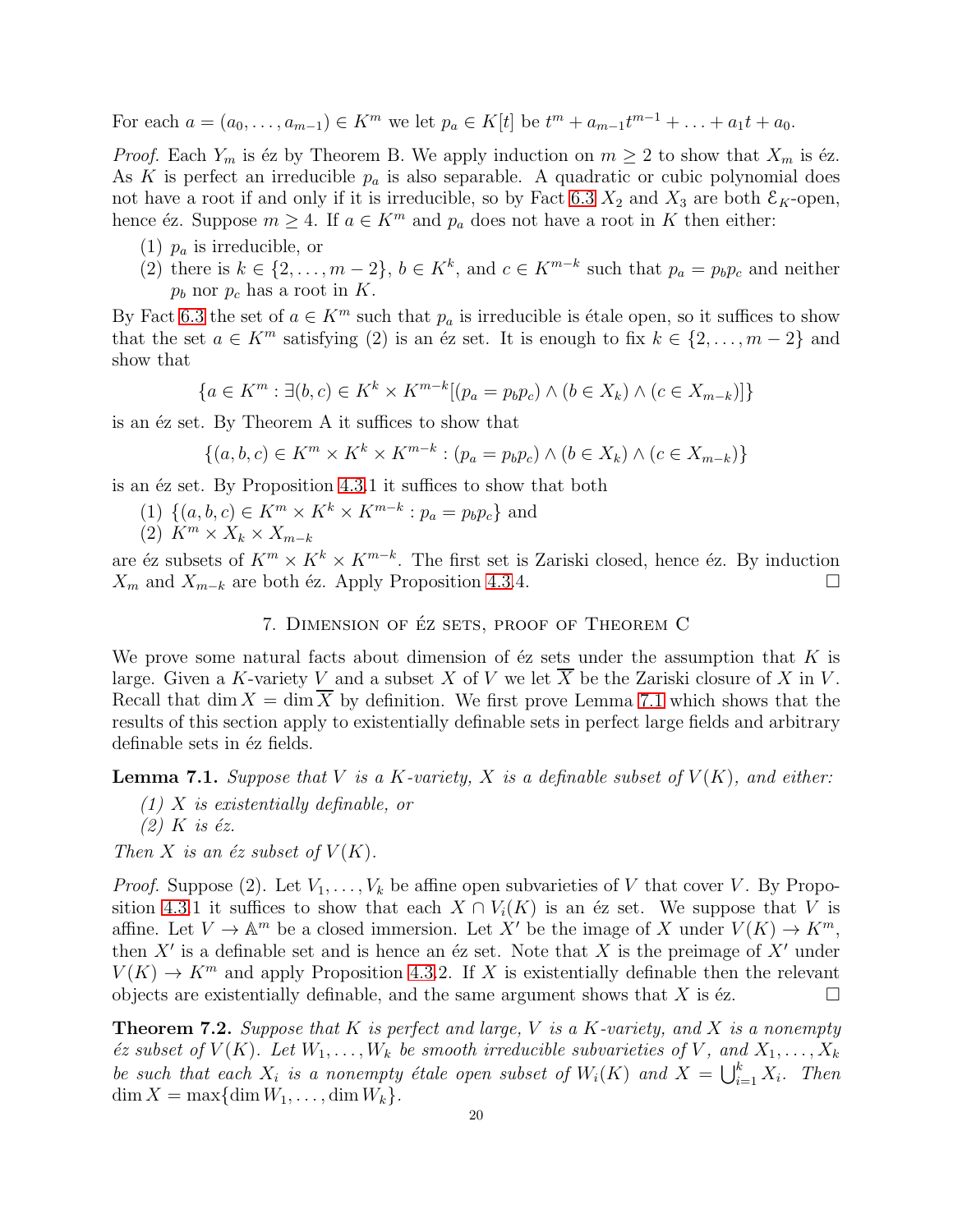For each $a = (a_0, \ldots, a_{m-1}) \in K^m$ we let $p_a \in K[t]$ be $t^m + a_{m-1}t^{m-1} + \ldots + a_1 t + a_0$.

*Proof.* Each $Y_m$ is éz by Theorem B. We apply induction on $m \geq 2$ to show that $X_m$ is éz. As $K$ is perfect an irreducible $p_a$ is also separable. A quadratic or cubic polynomial does not have a root if and only if it is irreducible, so by Fact 6.3 $X_2$ and $X_3$ are both $\mathcal{E}_K$-open, hence éz. Suppose $m \geq 4$. If $a \in K^m$ and $p_a$ does not have a root in $K$ then either:

(1) $p_a$ is irreducible, or
(2) there is $k \in \{2, \ldots, m-2\}$, $b \in K^k$, and $c \in K^{m-k}$ such that $p_a = p_b p_c$ and neither $p_b$ nor $p_c$ has a root in $K$.

By Fact 6.3 the set of $a \in K^m$ such that $p_a$ is irreducible is étale open, so it suffices to show that the set $a \in K^m$ satisfying (2) is an éz set. It is enough to fix $k \in \{2, \ldots, m-2\}$ and show that

$$\{a \in K^m : \exists (b, c) \in K^k \times K^{m-k}[(p_a = p_b p_c) \wedge (b \in X_k) \wedge (c \in X_{m-k})]\}$$

is an éz set. By Theorem A it suffices to show that

$$\{(a, b, c) \in K^m \times K^k \times K^{m-k} : (p_a = p_b p_c) \wedge (b \in X_k) \wedge (c \in X_{m-k})\}$$

is an éz set. By Proposition 4.3.1 it suffices to show that both

(1) $\{(a, b, c) \in K^m \times K^k \times K^{m-k} : p_a = p_b p_c\}$ and
(2) $K^m \times X_k \times X_{m-k}$

are éz subsets of $K^m \times K^k \times K^{m-k}$. The first set is Zariski closed, hence éz. By induction $X_m$ and $X_{m-k}$ are both éz. Apply Proposition 4.3.4. $\square$

## 7. Dimension of éz sets, proof of Theorem C

We prove some natural facts about dimension of éz sets under the assumption that $K$ is large. Given a $K$-variety $V$ and a subset $X$ of $V$ we let $\overline{X}$ be the Zariski closure of $X$ in $V$. Recall that $\dim X = \dim \overline{X}$ by definition. We first prove Lemma 7.1 which shows that the results of this section apply to existentially definable sets in perfect large fields and arbitrary definable sets in éz fields.

**Lemma 7.1.** *Suppose that $V$ is a $K$-variety, $X$ is a definable subset of $V(K)$, and either:*

*(1) $X$ is existentially definable, or*
*(2) $K$ is éz.*

*Then $X$ is an éz subset of $V(K)$.*

*Proof.* Suppose (2). Let $V_1, \ldots, V_k$ be affine open subvarieties of $V$ that cover $V$. By Proposition 4.3.1 it suffices to show that each $X \cap V_i(K)$ is an éz set. We suppose that $V$ is affine. Let $V \to \mathbb{A}^m$ be a closed immersion. Let $X'$ be the image of $X$ under $V(K) \to K^m$, then $X'$ is a definable set and is hence an éz set. Note that $X$ is the preimage of $X'$ under $V(K) \to K^m$ and apply Proposition 4.3.2. If $X$ is existentially definable then the relevant objects are existentially definable, and the same argument shows that $X$ is éz. $\square$

**Theorem 7.2.** *Suppose that $K$ is perfect and large, $V$ is a $K$-variety, and $X$ is a nonempty éz subset of $V(K)$. Let $W_1, \ldots, W_k$ be smooth irreducible subvarieties of $V$, and $X_1, \ldots, X_k$ be such that each $X_i$ is a nonempty étale open subset of $W_i(K)$ and $X = \bigcup_{i=1}^k X_i$. Then $\dim X = \max\{\dim W_1, \ldots, \dim W_k\}$.*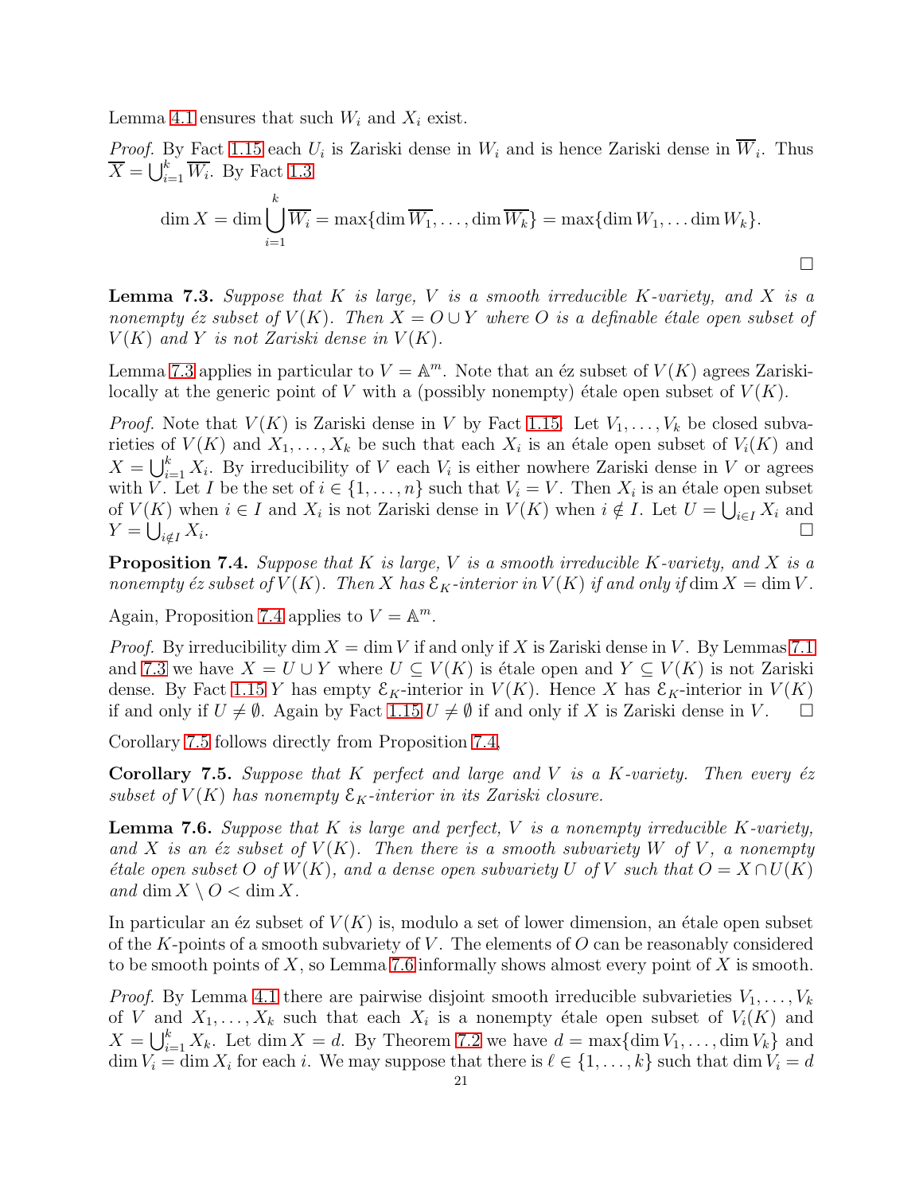Lemma 4.1 ensures that such $W_i$ and $X_i$ exist.

*Proof.* By Fact 1.15 each $U_i$ is Zariski dense in $W_i$ and is hence Zariski dense in $\overline{W_i}$. Thus $\overline{X} = \bigcup_{i=1}^k \overline{W_i}$. By Fact 1.3

$$\dim X = \dim \bigcup_{i=1}^k \overline{W_i} = \max\{\dim \overline{W_1}, \ldots, \dim \overline{W_k}\} = \max\{\dim W_1, \ldots \dim W_k\}.$$

□

**Lemma 7.3.** *Suppose that $K$ is large, $V$ is a smooth irreducible $K$-variety, and $X$ is a nonempty éz subset of $V(K)$. Then $X = O \cup Y$ where $O$ is a definable étale open subset of $V(K)$ and $Y$ is not Zariski dense in $V(K)$.*

Lemma 7.3 applies in particular to $V = \mathbb{A}^m$. Note that an éz subset of $V(K)$ agrees Zariski-locally at the generic point of $V$ with a (possibly nonempty) étale open subset of $V(K)$.

*Proof.* Note that $V(K)$ is Zariski dense in $V$ by Fact 1.15. Let $V_1, \ldots, V_k$ be closed subvarieties of $V(K)$ and $X_1, \ldots, X_k$ be such that each $X_i$ is an étale open subset of $V_i(K)$ and $X = \bigcup_{i=1}^k X_i$. By irreducibility of $V$ each $V_i$ is either nowhere Zariski dense in $V$ or agrees with $V$. Let $I$ be the set of $i \in \{1, \ldots, n\}$ such that $V_i = V$. Then $X_i$ is an étale open subset of $V(K)$ when $i \in I$ and $X_i$ is not Zariski dense in $V(K)$ when $i \notin I$. Let $U = \bigcup_{i \in I} X_i$ and $Y = \bigcup_{i \notin I} X_i$. □

**Proposition 7.4.** *Suppose that $K$ is large, $V$ is a smooth irreducible $K$-variety, and $X$ is a nonempty éz subset of $V(K)$. Then $X$ has $\mathcal{E}_K$-interior in $V(K)$ if and only if $\dim X = \dim V$.*

Again, Proposition 7.4 applies to $V = \mathbb{A}^m$.

*Proof.* By irreducibility $\dim X = \dim V$ if and only if $X$ is Zariski dense in $V$. By Lemmas 7.1 and 7.3 we have $X = U \cup Y$ where $U \subseteq V(K)$ is étale open and $Y \subseteq V(K)$ is not Zariski dense. By Fact 1.15 $Y$ has empty $\mathcal{E}_K$-interior in $V(K)$. Hence $X$ has $\mathcal{E}_K$-interior in $V(K)$ if and only if $U \neq \emptyset$. Again by Fact 1.15 $U \neq \emptyset$ if and only if $X$ is Zariski dense in $V$. □

Corollary 7.5 follows directly from Proposition 7.4.

**Corollary 7.5.** *Suppose that $K$ perfect and large and $V$ is a $K$-variety. Then every éz subset of $V(K)$ has nonempty $\mathcal{E}_K$-interior in its Zariski closure.*

**Lemma 7.6.** *Suppose that $K$ is large and perfect, $V$ is a nonempty irreducible $K$-variety, and $X$ is an éz subset of $V(K)$. Then there is a smooth subvariety $W$ of $V$, a nonempty étale open subset $O$ of $W(K)$, and a dense open subvariety $U$ of $V$ such that $O = X \cap U(K)$ and $\dim X \setminus O < \dim X$.*

In particular an éz subset of $V(K)$ is, modulo a set of lower dimension, an étale open subset of the $K$-points of a smooth subvariety of $V$. The elements of $O$ can be reasonably considered to be smooth points of $X$, so Lemma 7.6 informally shows almost every point of $X$ is smooth.

*Proof.* By Lemma 4.1 there are pairwise disjoint smooth irreducible subvarieties $V_1, \ldots, V_k$ of $V$ and $X_1, \ldots, X_k$ such that each $X_i$ is a nonempty étale open subset of $V_i(K)$ and $X = \bigcup_{i=1}^k X_k$. Let $\dim X = d$. By Theorem 7.2 we have $d = \max\{\dim V_1, \ldots, \dim V_k\}$ and $\dim V_i = \dim X_i$ for each $i$. We may suppose that there is $\ell \in \{1, \ldots, k\}$ such that $\dim V_i = d$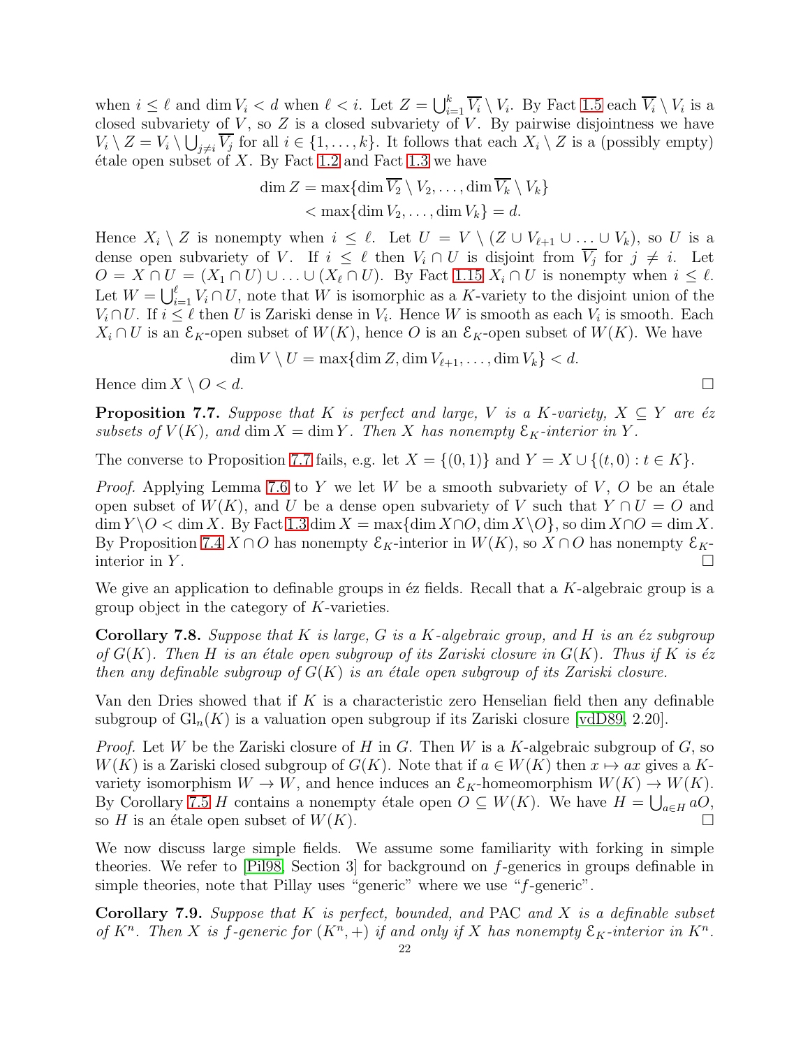when $i \le \ell$ and $\dim V_i < d$ when $\ell < i$. Let $Z = \bigcup_{i=1}^{k} \overline{V_i} \setminus V_i$. By Fact 1.5 each $\overline{V_i} \setminus V_i$ is a closed subvariety of $V$, so $Z$ is a closed subvariety of $V$. By pairwise disjointness we have $V_i \setminus Z = V_i \setminus \bigcup_{j \ne i} \overline{V_j}$ for all $i \in \{1, \ldots, k\}$. It follows that each $X_i \setminus Z$ is a (possibly empty) étale open subset of $X$. By Fact 1.2 and Fact 1.3 we have

$$\dim Z = \max\{\dim \overline{V_2} \setminus V_2, \ldots, \dim \overline{V_k} \setminus V_k\}$$
$$< \max\{\dim V_2, \ldots, \dim V_k\} = d.$$

Hence $X_i \setminus Z$ is nonempty when $i \le \ell$. Let $U = V \setminus (Z \cup V_{\ell+1} \cup \ldots \cup V_k)$, so $U$ is a dense open subvariety of $V$. If $i \le \ell$ then $V_i \cap U$ is disjoint from $\overline{V_j}$ for $j \ne i$. Let $O = X \cap U = (X_1 \cap U) \cup \ldots \cup (X_\ell \cap U)$. By Fact 1.15 $X_i \cap U$ is nonempty when $i \le \ell$. Let $W = \bigcup_{i=1}^{\ell} V_i \cap U$, note that $W$ is isomorphic as a $K$-variety to the disjoint union of the $V_i \cap U$. If $i \le \ell$ then $U$ is Zariski dense in $V_i$. Hence $W$ is smooth as each $V_i$ is smooth. Each $X_i \cap U$ is an $\mathcal{E}_K$-open subset of $W(K)$, hence $O$ is an $\mathcal{E}_K$-open subset of $W(K)$. We have

$$\dim V \setminus U = \max\{\dim Z, \dim V_{\ell+1}, \ldots, \dim V_k\} < d.$$

Hence $\dim X \setminus O < d$. $\square$

**Proposition 7.7.** *Suppose that $K$ is perfect and large, $V$ is a $K$-variety, $X \subseteq Y$ are éz subsets of $V(K)$, and $\dim X = \dim Y$. Then $X$ has nonempty $\mathcal{E}_K$-interior in $Y$.*

The converse to Proposition 7.7 fails, e.g. let $X = \{(0,1)\}$ and $Y = X \cup \{(t,0) : t \in K\}$.

*Proof.* Applying Lemma 7.6 to $Y$ we let $W$ be a smooth subvariety of $V$, $O$ be an étale open subset of $W(K)$, and $U$ be a dense open subvariety of $V$ such that $Y \cap U = O$ and $\dim Y \setminus O < \dim X$. By Fact 1.3 $\dim X = \max\{\dim X \cap O, \dim X \setminus O\}$, so $\dim X \cap O = \dim X$. By Proposition 7.4 $X \cap O$ has nonempty $\mathcal{E}_K$-interior in $W(K)$, so $X \cap O$ has nonempty $\mathcal{E}_K$-interior in $Y$. $\square$

We give an application to definable groups in éz fields. Recall that a $K$-algebraic group is a group object in the category of $K$-varieties.

**Corollary 7.8.** *Suppose that $K$ is large, $G$ is a $K$-algebraic group, and $H$ is an éz subgroup of $G(K)$. Then $H$ is an étale open subgroup of its Zariski closure in $G(K)$. Thus if $K$ is éz then any definable subgroup of $G(K)$ is an étale open subgroup of its Zariski closure.*

Van den Dries showed that if $K$ is a characteristic zero Henselian field then any definable subgroup of $\mathrm{Gl}_n(K)$ is a valuation open subgroup if its Zariski closure [vdD89, 2.20].

*Proof.* Let $W$ be the Zariski closure of $H$ in $G$. Then $W$ is a $K$-algebraic subgroup of $G$, so $W(K)$ is a Zariski closed subgroup of $G(K)$. Note that if $a \in W(K)$ then $x \mapsto ax$ gives a $K$-variety isomorphism $W \to W$, and hence induces an $\mathcal{E}_K$-homeomorphism $W(K) \to W(K)$. By Corollary 7.5 $H$ contains a nonempty étale open $O \subseteq W(K)$. We have $H = \bigcup_{a \in H} aO$, so $H$ is an étale open subset of $W(K)$. $\square$

We now discuss large simple fields. We assume some familiarity with forking in simple theories. We refer to [Pil98, Section 3] for background on $f$-generics in groups definable in simple theories, note that Pillay uses "generic" where we use "$f$-generic".

**Corollary 7.9.** *Suppose that $K$ is perfect, bounded, and* PAC *and $X$ is a definable subset of $K^n$. Then $X$ is $f$-generic for $(K^n, +)$ if and only if $X$ has nonempty $\mathcal{E}_K$-interior in $K^n$.*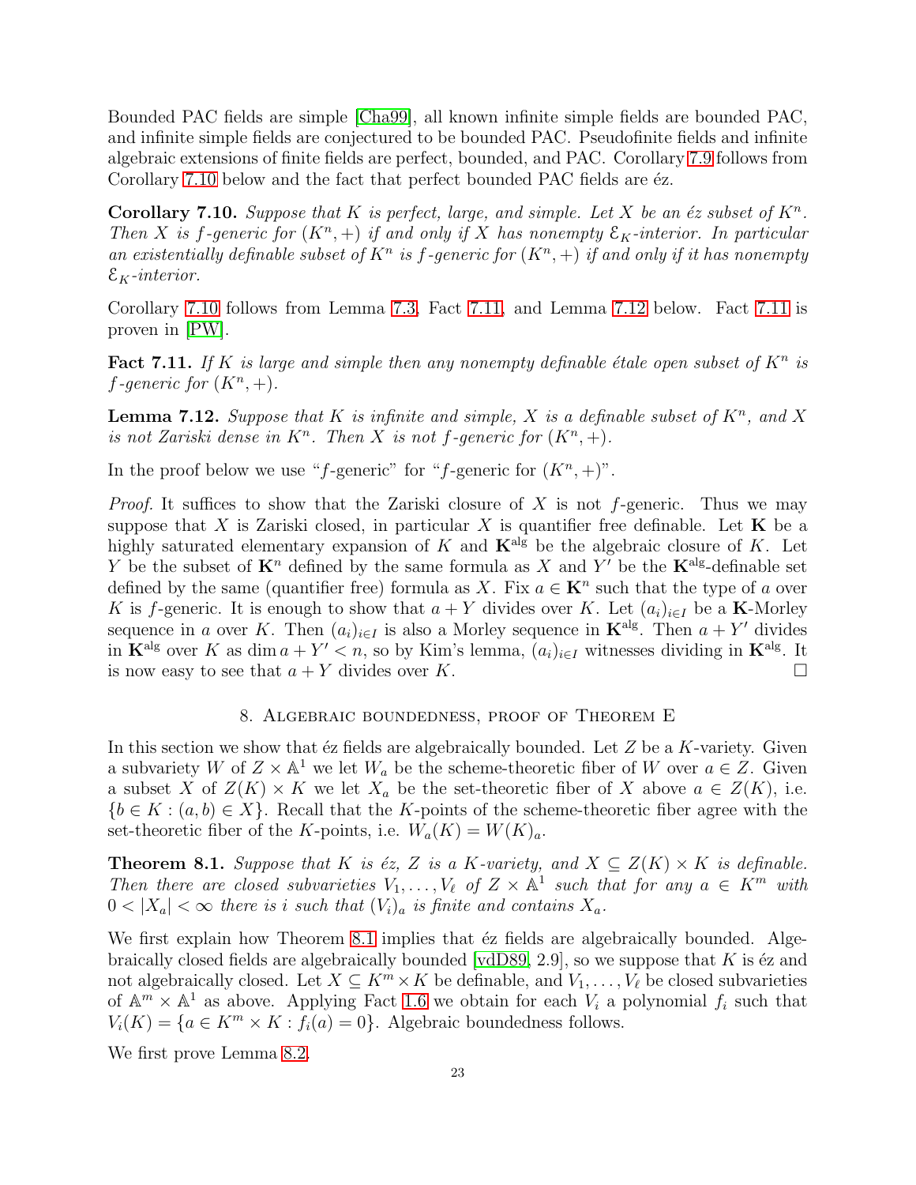Bounded PAC fields are simple [Cha99], all known infinite simple fields are bounded PAC, and infinite simple fields are conjectured to be bounded PAC. Pseudofinite fields and infinite algebraic extensions of finite fields are perfect, bounded, and PAC. Corollary 7.9 follows from Corollary 7.10 below and the fact that perfect bounded PAC fields are éz.

**Corollary 7.10.** *Suppose that $K$ is perfect, large, and simple. Let $X$ be an éz subset of $K^n$. Then $X$ is $f$-generic for $(K^n, +)$ if and only if $X$ has nonempty $\mathcal{E}_K$-interior. In particular an existentially definable subset of $K^n$ is $f$-generic for $(K^n, +)$ if and only if it has nonempty $\mathcal{E}_K$-interior.*

Corollary 7.10 follows from Lemma 7.3, Fact 7.11, and Lemma 7.12 below. Fact 7.11 is proven in [PW].

**Fact 7.11.** *If $K$ is large and simple then any nonempty definable étale open subset of $K^n$ is $f$-generic for $(K^n, +)$.*

**Lemma 7.12.** *Suppose that $K$ is infinite and simple, $X$ is a definable subset of $K^n$, and $X$ is not Zariski dense in $K^n$. Then $X$ is not $f$-generic for $(K^n, +)$.*

In the proof below we use "$f$-generic" for "$f$-generic for $(K^n, +)$".

*Proof.* It suffices to show that the Zariski closure of $X$ is not $f$-generic. Thus we may suppose that $X$ is Zariski closed, in particular $X$ is quantifier free definable. Let $\mathbf{K}$ be a highly saturated elementary expansion of $K$ and $\mathbf{K}^{\mathrm{alg}}$ be the algebraic closure of $K$. Let $Y$ be the subset of $\mathbf{K}^n$ defined by the same formula as $X$ and $Y'$ be the $\mathbf{K}^{\mathrm{alg}}$-definable set defined by the same (quantifier free) formula as $X$. Fix $a \in \mathbf{K}^n$ such that the type of $a$ over $K$ is $f$-generic. It is enough to show that $a + Y$ divides over $K$. Let $(a_i)_{i \in I}$ be a $\mathbf{K}$-Morley sequence in $a$ over $K$. Then $(a_i)_{i \in I}$ is also a Morley sequence in $\mathbf{K}^{\mathrm{alg}}$. Then $a + Y'$ divides in $\mathbf{K}^{\mathrm{alg}}$ over $K$ as $\dim a + Y' < n$, so by Kim's lemma, $(a_i)_{i \in I}$ witnesses dividing in $\mathbf{K}^{\mathrm{alg}}$. It is now easy to see that $a + Y$ divides over $K$. $\square$

## 8. Algebraic boundedness, proof of Theorem E

In this section we show that éz fields are algebraically bounded. Let $Z$ be a $K$-variety. Given a subvariety $W$ of $Z \times \mathbb{A}^1$ we let $W_a$ be the scheme-theoretic fiber of $W$ over $a \in Z$. Given a subset $X$ of $Z(K) \times K$ we let $X_a$ be the set-theoretic fiber of $X$ above $a \in Z(K)$, i.e. $\{b \in K : (a, b) \in X\}$. Recall that the $K$-points of the scheme-theoretic fiber agree with the set-theoretic fiber of the $K$-points, i.e. $W_a(K) = W(K)_a$.

**Theorem 8.1.** *Suppose that $K$ is éz, $Z$ is a $K$-variety, and $X \subseteq Z(K) \times K$ is definable. Then there are closed subvarieties $V_1, \ldots, V_\ell$ of $Z \times \mathbb{A}^1$ such that for any $a \in K^m$ with $0 < |X_a| < \infty$ there is $i$ such that $(V_i)_a$ is finite and contains $X_a$.*

We first explain how Theorem 8.1 implies that éz fields are algebraically bounded. Algebraically closed fields are algebraically bounded [vdD89, 2.9], so we suppose that $K$ is éz and not algebraically closed. Let $X \subseteq K^m \times K$ be definable, and $V_1, \ldots, V_\ell$ be closed subvarieties of $\mathbb{A}^m \times \mathbb{A}^1$ as above. Applying Fact 1.6 we obtain for each $V_i$ a polynomial $f_i$ such that $V_i(K) = \{a \in K^m \times K : f_i(a) = 0\}$. Algebraic boundedness follows.

We first prove Lemma 8.2.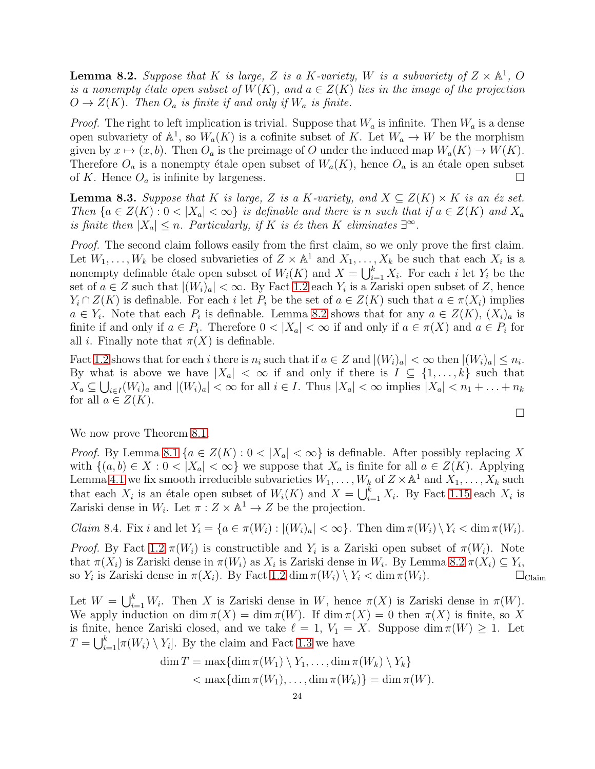**Lemma 8.2.** *Suppose that $K$ is large, $Z$ is a $K$-variety, $W$ is a subvariety of $Z \times \mathbb{A}^1$, $O$ is a nonempty étale open subset of $W(K)$, and $a \in Z(K)$ lies in the image of the projection $O \to Z(K)$. Then $O_a$ is finite if and only if $W_a$ is finite.*

*Proof.* The right to left implication is trivial. Suppose that $W_a$ is infinite. Then $W_a$ is a dense open subvariety of $\mathbb{A}^1$, so $W_a(K)$ is a cofinite subset of $K$. Let $W_a \to W$ be the morphism given by $x \mapsto (x, b)$. Then $O_a$ is the preimage of $O$ under the induced map $W_a(K) \to W(K)$. Therefore $O_a$ is a nonempty étale open subset of $W_a(K)$, hence $O_a$ is an étale open subset of $K$. Hence $O_a$ is infinite by largeness. □

**Lemma 8.3.** *Suppose that $K$ is large, $Z$ is a $K$-variety, and $X \subseteq Z(K) \times K$ is an éz set. Then $\{a \in Z(K) : 0 < |X_a| < \infty\}$ is definable and there is $n$ such that if $a \in Z(K)$ and $X_a$ is finite then $|X_a| \leq n$. Particularly, if $K$ is éz then $K$ eliminates $\exists^\infty$.*

*Proof.* The second claim follows easily from the first claim, so we only prove the first claim. Let $W_1, \ldots, W_k$ be closed subvarieties of $Z \times \mathbb{A}^1$ and $X_1, \ldots, X_k$ be such that each $X_i$ is a nonempty definable étale open subset of $W_i(K)$ and $X = \bigcup_{i=1}^k X_i$. For each $i$ let $Y_i$ be the set of $a \in Z$ such that $|(W_i)_a| < \infty$. By Fact 1.2 each $Y_i$ is a Zariski open subset of $Z$, hence $Y_i \cap Z(K)$ is definable. For each $i$ let $P_i$ be the set of $a \in Z(K)$ such that $a \in \pi(X_i)$ implies $a \in Y_i$. Note that each $P_i$ is definable. Lemma 8.2 shows that for any $a \in Z(K)$, $(X_i)_a$ is finite if and only if $a \in P_i$. Therefore $0 < |X_a| < \infty$ if and only if $a \in \pi(X)$ and $a \in P_i$ for all $i$. Finally note that $\pi(X)$ is definable.

Fact 1.2 shows that for each $i$ there is $n_i$ such that if $a \in Z$ and $|(W_i)_a| < \infty$ then $|(W_i)_a| \leq n_i$. By what is above we have $|X_a| < \infty$ if and only if there is $I \subseteq \{1, \ldots, k\}$ such that $X_a \subseteq \bigcup_{i \in I} (W_i)_a$ and $|(W_i)_a| < \infty$ for all $i \in I$. Thus $|X_a| < \infty$ implies $|X_a| < n_1 + \ldots + n_k$ for all $a \in Z(K)$.

□

We now prove Theorem 8.1.

*Proof.* By Lemma 8.1 $\{a \in Z(K) : 0 < |X_a| < \infty\}$ is definable. After possibly replacing $X$ with $\{(a, b) \in X : 0 < |X_a| < \infty\}$ we suppose that $X_a$ is finite for all $a \in Z(K)$. Applying Lemma 4.1 we fix smooth irreducible subvarieties $W_1, \ldots, W_k$ of $Z \times \mathbb{A}^1$ and $X_1, \ldots, X_k$ such that each $X_i$ is an étale open subset of $W_i(K)$ and $X = \bigcup_{i=1}^k X_i$. By Fact 1.15 each $X_i$ is Zariski dense in $W_i$. Let $\pi : Z \times \mathbb{A}^1 \to Z$ be the projection.

*Claim* 8.4. Fix $i$ and let $Y_i = \{a \in \pi(W_i) : |(W_i)_a| < \infty\}$. Then $\dim \pi(W_i) \setminus Y_i < \dim \pi(W_i)$.

*Proof.* By Fact 1.2 $\pi(W_i)$ is constructible and $Y_i$ is a Zariski open subset of $\pi(W_i)$. Note that $\pi(X_i)$ is Zariski dense in $\pi(W_i)$ as $X_i$ is Zariski dense in $W_i$. By Lemma 8.2 $\pi(X_i) \subseteq Y_i$, so $Y_i$ is Zariski dense in $\pi(X_i)$. By Fact 1.2 $\dim \pi(W_i) \setminus Y_i < \dim \pi(W_i)$. $\square_{\text{Claim}}$

Let $W = \bigcup_{i=1}^k W_i$. Then $X$ is Zariski dense in $W$, hence $\pi(X)$ is Zariski dense in $\pi(W)$. We apply induction on $\dim \pi(X) = \dim \pi(W)$. If $\dim \pi(X) = 0$ then $\pi(X)$ is finite, so $X$ is finite, hence Zariski closed, and we take $\ell = 1$, $V_1 = X$. Suppose $\dim \pi(W) \geq 1$. Let $T = \bigcup_{i=1}^k [\pi(W_i) \setminus Y_i]$. By the claim and Fact 1.3 we have

$$\begin{aligned} \dim T &= \max\{\dim \pi(W_1) \setminus Y_1, \ldots, \dim \pi(W_k) \setminus Y_k\} \\ &< \max\{\dim \pi(W_1), \ldots, \dim \pi(W_k)\} = \dim \pi(W). \end{aligned}$$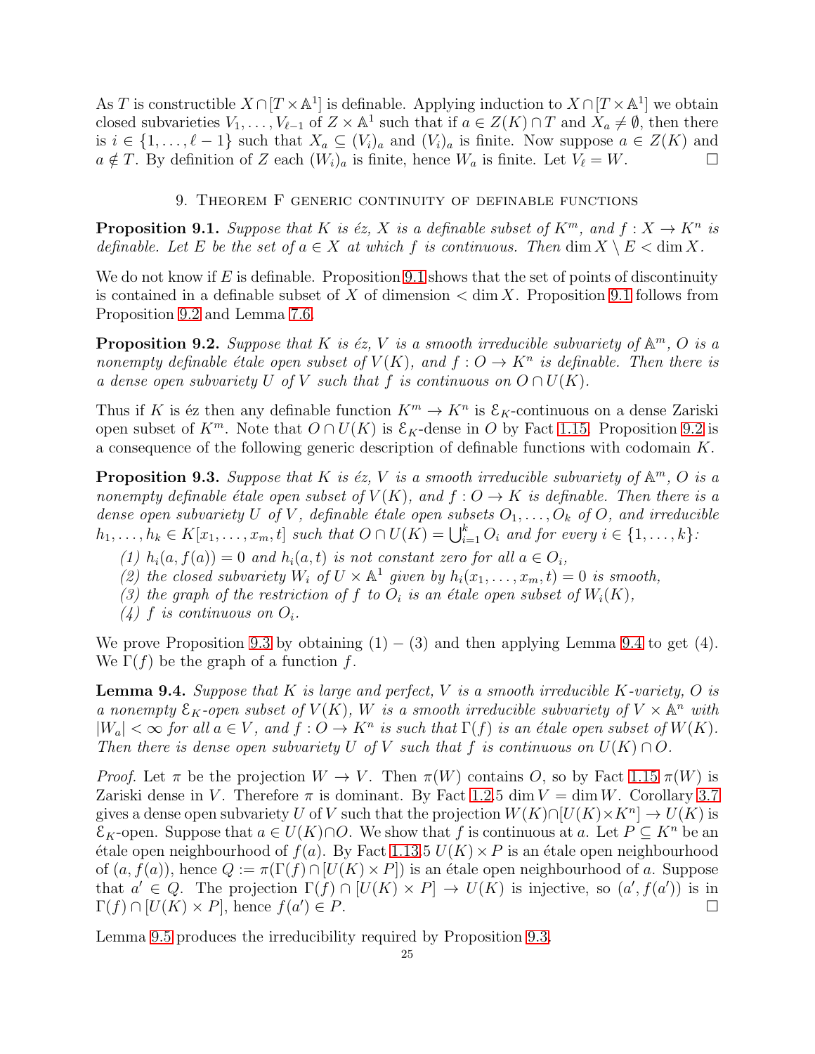As $T$ is constructible $X \cap [T \times \mathbb{A}^1]$ is definable. Applying induction to $X \cap [T \times \mathbb{A}^1]$ we obtain closed subvarieties $V_1, \ldots, V_{\ell-1}$ of $Z \times \mathbb{A}^1$ such that if $a \in Z(K) \cap T$ and $X_a \neq \emptyset$, then there is $i \in \{1, \ldots, \ell - 1\}$ such that $X_a \subseteq (V_i)_a$ and $(V_i)_a$ is finite. Now suppose $a \in Z(K)$ and $a \notin T$. By definition of $Z$ each $(W_i)_a$ is finite, hence $W_a$ is finite. Let $V_\ell = W$. □

## 9. Theorem F generic continuity of definable functions

**Proposition 9.1.** *Suppose that $K$ is éz, $X$ is a definable subset of $K^m$, and $f : X \to K^n$ is definable. Let $E$ be the set of $a \in X$ at which $f$ is continuous. Then $\dim X \setminus E < \dim X$.*

We do not know if $E$ is definable. Proposition 9.1 shows that the set of points of discontinuity is contained in a definable subset of $X$ of dimension $< \dim X$. Proposition 9.1 follows from Proposition 9.2 and Lemma 7.6.

**Proposition 9.2.** *Suppose that $K$ is éz, $V$ is a smooth irreducible subvariety of $\mathbb{A}^m$, $O$ is a nonempty definable étale open subset of $V(K)$, and $f : O \to K^n$ is definable. Then there is a dense open subvariety $U$ of $V$ such that $f$ is continuous on $O \cap U(K)$.*

Thus if $K$ is éz then any definable function $K^m \to K^n$ is $\mathcal{E}_K$-continuous on a dense Zariski open subset of $K^m$. Note that $O \cap U(K)$ is $\mathcal{E}_K$-dense in $O$ by Fact 1.15. Proposition 9.2 is a consequence of the following generic description of definable functions with codomain $K$.

**Proposition 9.3.** *Suppose that $K$ is éz, $V$ is a smooth irreducible subvariety of $\mathbb{A}^m$, $O$ is a nonempty definable étale open subset of $V(K)$, and $f : O \to K$ is definable. Then there is a dense open subvariety $U$ of $V$, definable étale open subsets $O_1, \ldots, O_k$ of $O$, and irreducible $h_1, \ldots, h_k \in K[x_1, \ldots, x_m, t]$ such that $O \cap U(K) = \bigcup_{i=1}^k O_i$ and for every $i \in \{1, \ldots, k\}$:*

*(1) $h_i(a, f(a)) = 0$ and $h_i(a, t)$ is not constant zero for all $a \in O_i$,*
*(2) the closed subvariety $W_i$ of $U \times \mathbb{A}^1$ given by $h_i(x_1, \ldots, x_m, t) = 0$ is smooth,*
*(3) the graph of the restriction of $f$ to $O_i$ is an étale open subset of $W_i(K)$,*
*(4) $f$ is continuous on $O_i$.*

We prove Proposition 9.3 by obtaining $(1) - (3)$ and then applying Lemma 9.4 to get (4). We $\Gamma(f)$ be the graph of a function $f$.

**Lemma 9.4.** *Suppose that $K$ is large and perfect, $V$ is a smooth irreducible $K$-variety, $O$ is a nonempty $\mathcal{E}_K$-open subset of $V(K)$, $W$ is a smooth irreducible subvariety of $V \times \mathbb{A}^n$ with $|W_a| < \infty$ for all $a \in V$, and $f : O \to K^n$ is such that $\Gamma(f)$ is an étale open subset of $W(K)$. Then there is dense open subvariety $U$ of $V$ such that $f$ is continuous on $U(K) \cap O$.*

*Proof.* Let $\pi$ be the projection $W \to V$. Then $\pi(W)$ contains $O$, so by Fact 1.15 $\pi(W)$ is Zariski dense in $V$. Therefore $\pi$ is dominant. By Fact 1.2.5 $\dim V = \dim W$. Corollary 3.7 gives a dense open subvariety $U$ of $V$ such that the projection $W(K) \cap [U(K) \times K^n] \to U(K)$ is $\mathcal{E}_K$-open. Suppose that $a \in U(K) \cap O$. We show that $f$ is continuous at $a$. Let $P \subseteq K^n$ be an étale open neighbourhood of $f(a)$. By Fact 1.13.5 $U(K) \times P$ is an étale open neighbourhood of $(a, f(a))$, hence $Q := \pi(\Gamma(f) \cap [U(K) \times P])$ is an étale open neighbourhood of $a$. Suppose that $a' \in Q$. The projection $\Gamma(f) \cap [U(K) \times P] \to U(K)$ is injective, so $(a', f(a'))$ is in $\Gamma(f) \cap [U(K) \times P]$, hence $f(a') \in P$. □

Lemma 9.5 produces the irreducibility required by Proposition 9.3.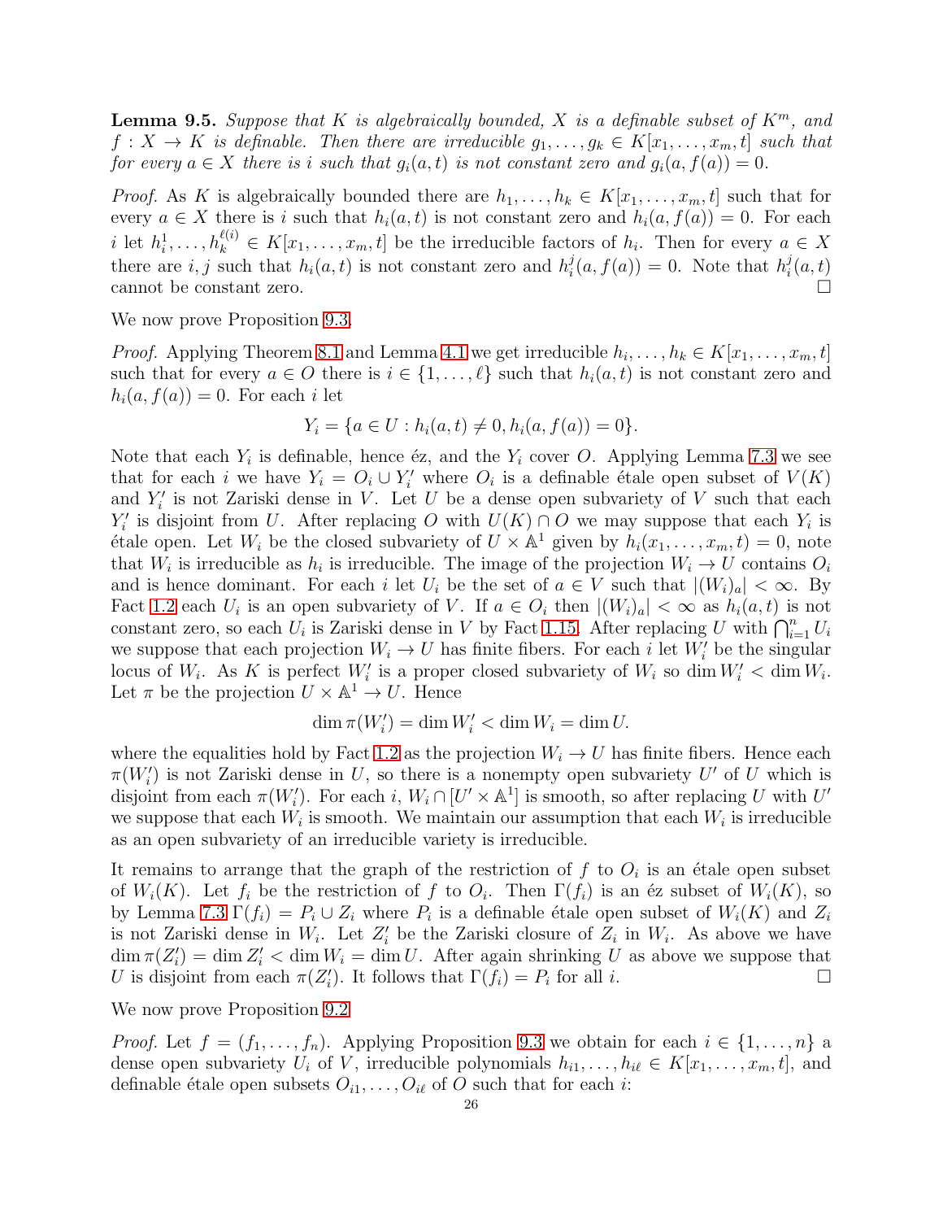**Lemma 9.5.** *Suppose that $K$ is algebraically bounded, $X$ is a definable subset of $K^m$, and $f : X \to K$ is definable. Then there are irreducible $g_1, \ldots, g_k \in K[x_1, \ldots, x_m, t]$ such that for every $a \in X$ there is $i$ such that $g_i(a, t)$ is not constant zero and $g_i(a, f(a)) = 0$.*

*Proof.* As $K$ is algebraically bounded there are $h_1, \ldots, h_k \in K[x_1, \ldots, x_m, t]$ such that for every $a \in X$ there is $i$ such that $h_i(a, t)$ is not constant zero and $h_i(a, f(a)) = 0$. For each $i$ let $h_i^1, \ldots, h_k^{\ell(i)} \in K[x_1, \ldots, x_m, t]$ be the irreducible factors of $h_i$. Then for every $a \in X$ there are $i, j$ such that $h_i(a, t)$ is not constant zero and $h_i^j(a, f(a)) = 0$. Note that $h_i^j(a, t)$ cannot be constant zero. □

We now prove Proposition 9.3.

*Proof.* Applying Theorem 8.1 and Lemma 4.1 we get irreducible $h_i, \ldots, h_k \in K[x_1, \ldots, x_m, t]$ such that for every $a \in O$ there is $i \in \{1, \ldots, \ell\}$ such that $h_i(a, t)$ is not constant zero and $h_i(a, f(a)) = 0$. For each $i$ let

$$Y_i = \{a \in U : h_i(a, t) \neq 0, h_i(a, f(a)) = 0\}.$$

Note that each $Y_i$ is definable, hence éz, and the $Y_i$ cover $O$. Applying Lemma 7.3 we see that for each $i$ we have $Y_i = O_i \cup Y_i'$ where $O_i$ is a definable étale open subset of $V(K)$ and $Y_i'$ is not Zariski dense in $V$. Let $U$ be a dense open subvariety of $V$ such that each $Y_i'$ is disjoint from $U$. After replacing $O$ with $U(K) \cap O$ we may suppose that each $Y_i$ is étale open. Let $W_i$ be the closed subvariety of $U \times \mathbb{A}^1$ given by $h_i(x_1, \ldots, x_m, t) = 0$, note that $W_i$ is irreducible as $h_i$ is irreducible. The image of the projection $W_i \to U$ contains $O_i$ and is hence dominant. For each $i$ let $U_i$ be the set of $a \in V$ such that $|(W_i)_a| < \infty$. By Fact 1.2 each $U_i$ is an open subvariety of $V$. If $a \in O_i$ then $|(W_i)_a| < \infty$ as $h_i(a, t)$ is not constant zero, so each $U_i$ is Zariski dense in $V$ by Fact 1.15. After replacing $U$ with $\bigcap_{i=1}^n U_i$ we suppose that each projection $W_i \to U$ has finite fibers. For each $i$ let $W_i'$ be the singular locus of $W_i$. As $K$ is perfect $W_i'$ is a proper closed subvariety of $W_i$ so $\dim W_i' < \dim W_i$. Let $\pi$ be the projection $U \times \mathbb{A}^1 \to U$. Hence

$$\dim \pi(W_i') = \dim W_i' < \dim W_i = \dim U.$$

where the equalities hold by Fact 1.2 as the projection $W_i \to U$ has finite fibers. Hence each $\pi(W_i')$ is not Zariski dense in $U$, so there is a nonempty open subvariety $U'$ of $U$ which is disjoint from each $\pi(W_i')$. For each $i$, $W_i \cap [U' \times \mathbb{A}^1]$ is smooth, so after replacing $U$ with $U'$ we suppose that each $W_i$ is smooth. We maintain our assumption that each $W_i$ is irreducible as an open subvariety of an irreducible variety is irreducible.

It remains to arrange that the graph of the restriction of $f$ to $O_i$ is an étale open subset of $W_i(K)$. Let $f_i$ be the restriction of $f$ to $O_i$. Then $\Gamma(f_i)$ is an éz subset of $W_i(K)$, so by Lemma 7.3 $\Gamma(f_i) = P_i \cup Z_i$ where $P_i$ is a definable étale open subset of $W_i(K)$ and $Z_i$ is not Zariski dense in $W_i$. Let $Z_i'$ be the Zariski closure of $Z_i$ in $W_i$. As above we have $\dim \pi(Z_i') = \dim Z_i' < \dim W_i = \dim U$. After again shrinking $U$ as above we suppose that $U$ is disjoint from each $\pi(Z_i')$. It follows that $\Gamma(f_i) = P_i$ for all $i$. □

We now prove Proposition 9.2.

*Proof.* Let $f = (f_1, \ldots, f_n)$. Applying Proposition 9.3 we obtain for each $i \in \{1, \ldots, n\}$ a dense open subvariety $U_i$ of $V$, irreducible polynomials $h_{i1}, \ldots, h_{i\ell} \in K[x_1, \ldots, x_m, t]$, and definable étale open subsets $O_{i1}, \ldots, O_{i\ell}$ of $O$ such that for each $i$: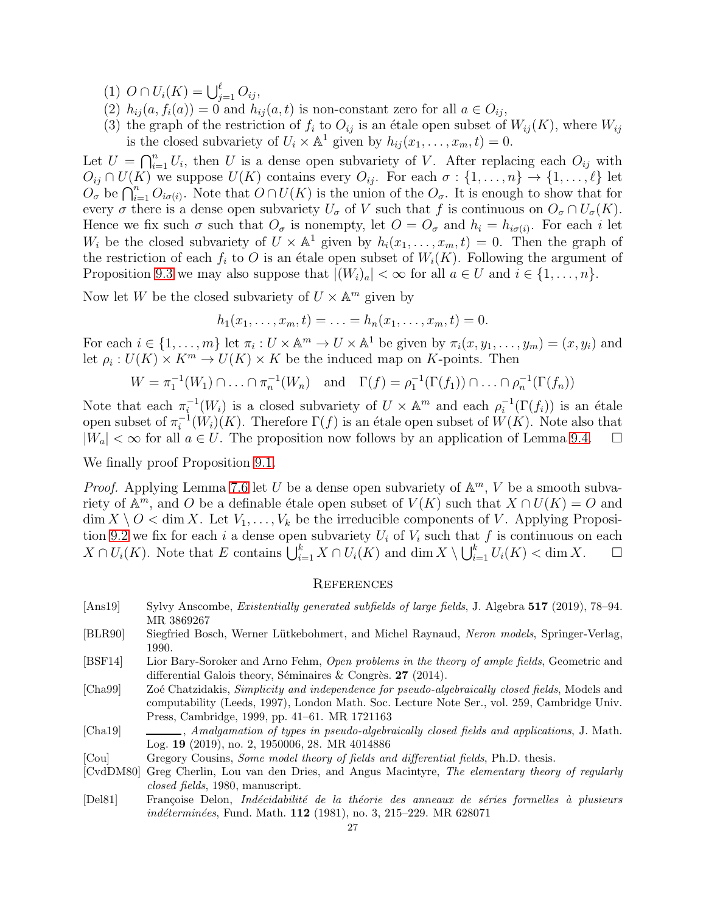(1) $O \cap U_i(K) = \bigcup_{j=1}^{\ell} O_{ij}$,
(2) $h_{ij}(a, f_i(a)) = 0$ and $h_{ij}(a,t)$ is non-constant zero for all $a \in O_{ij}$,
(3) the graph of the restriction of $f_i$ to $O_{ij}$ is an étale open subset of $W_{ij}(K)$, where $W_{ij}$ is the closed subvariety of $U_i \times \mathbb{A}^1$ given by $h_{ij}(x_1, \ldots, x_m, t) = 0$.

Let $U = \bigcap_{i=1}^{n} U_i$, then $U$ is a dense open subvariety of $V$. After replacing each $O_{ij}$ with $O_{ij} \cap U(K)$ we suppose $U(K)$ contains every $O_{ij}$. For each $\sigma : \{1, \ldots, n\} \to \{1, \ldots, \ell\}$ let $O_\sigma$ be $\bigcap_{i=1}^{n} O_{i\sigma(i)}$. Note that $O \cap U(K)$ is the union of the $O_\sigma$. It is enough to show that for every $\sigma$ there is a dense open subvariety $U_\sigma$ of $V$ such that $f$ is continuous on $O_\sigma \cap U_\sigma(K)$. Hence we fix such $\sigma$ such that $O_\sigma$ is nonempty, let $O = O_\sigma$ and $h_i = h_{i\sigma(i)}$. For each $i$ let $W_i$ be the closed subvariety of $U \times \mathbb{A}^1$ given by $h_i(x_1, \ldots, x_m, t) = 0$. Then the graph of the restriction of each $f_i$ to $O$ is an étale open subset of $W_i(K)$. Following the argument of Proposition 9.3 we may also suppose that $|(W_i)_a| < \infty$ for all $a \in U$ and $i \in \{1, \ldots, n\}$.

Now let $W$ be the closed subvariety of $U \times \mathbb{A}^m$ given by

$$h_1(x_1, \ldots, x_m, t) = \ldots = h_n(x_1, \ldots, x_m, t) = 0.$$

For each $i \in \{1, \ldots, m\}$ let $\pi_i : U \times \mathbb{A}^m \to U \times \mathbb{A}^1$ be given by $\pi_i(x, y_1, \ldots, y_m) = (x, y_i)$ and let $\rho_i : U(K) \times K^m \to U(K) \times K$ be the induced map on $K$-points. Then

$$W = \pi_1^{-1}(W_1) \cap \ldots \cap \pi_n^{-1}(W_n) \quad \text{and} \quad \Gamma(f) = \rho_1^{-1}(\Gamma(f_1)) \cap \ldots \cap \rho_n^{-1}(\Gamma(f_n))$$

Note that each $\pi_i^{-1}(W_i)$ is a closed subvariety of $U \times \mathbb{A}^m$ and each $\rho_i^{-1}(\Gamma(f_i))$ is an étale open subset of $\pi_i^{-1}(W_i)(K)$. Therefore $\Gamma(f)$ is an étale open subset of $W(K)$. Note also that $|W_a| < \infty$ for all $a \in U$. The proposition now follows by an application of Lemma 9.4. $\square$

We finally proof Proposition 9.1.

*Proof.* Applying Lemma 7.6 let $U$ be a dense open subvariety of $\mathbb{A}^m$, $V$ be a smooth subvariety of $\mathbb{A}^m$, and $O$ be a definable étale open subset of $V(K)$ such that $X \cap U(K) = O$ and $\dim X \setminus O < \dim X$. Let $V_1, \ldots, V_k$ be the irreducible components of $V$. Applying Proposition 9.2 we fix for each $i$ a dense open subvariety $U_i$ of $V_i$ such that $f$ is continuous on each $X \cap U_i(K)$. Note that $E$ contains $\bigcup_{i=1}^{k} X \cap U_i(K)$ and $\dim X \setminus \bigcup_{i=1}^{k} U_i(K) < \dim X$. $\square$

## References

[Ans19] Sylvy Anscombe, *Existentially generated subfields of large fields*, J. Algebra **517** (2019), 78–94. MR 3869267

[BLR90] Siegfried Bosch, Werner Lütkebohmert, and Michel Raynaud, *Neron models*, Springer-Verlag, 1990.

[BSF14] Lior Bary-Soroker and Arno Fehm, *Open problems in the theory of ample fields*, Geometric and differential Galois theory, Séminaires & Congrès. **27** (2014).

[Cha99] Zoé Chatzidakis, *Simplicity and independence for pseudo-algebraically closed fields*, Models and computability (Leeds, 1997), London Math. Soc. Lecture Note Ser., vol. 259, Cambridge Univ. Press, Cambridge, 1999, pp. 41–61. MR 1721163

[Cha19] ———, *Amalgamation of types in pseudo-algebraically closed fields and applications*, J. Math. Log. **19** (2019), no. 2, 1950006, 28. MR 4014886

[Cou] Gregory Cousins, *Some model theory of fields and differential fields*, Ph.D. thesis.

[CvdDM80] Greg Cherlin, Lou van den Dries, and Angus Macintyre, *The elementary theory of regularly closed fields*, 1980, manuscript.

[Del81] Françoise Delon, *Indécidabilité de la théorie des anneaux de séries formelles à plusieurs indéterminées*, Fund. Math. **112** (1981), no. 3, 215–229. MR 628071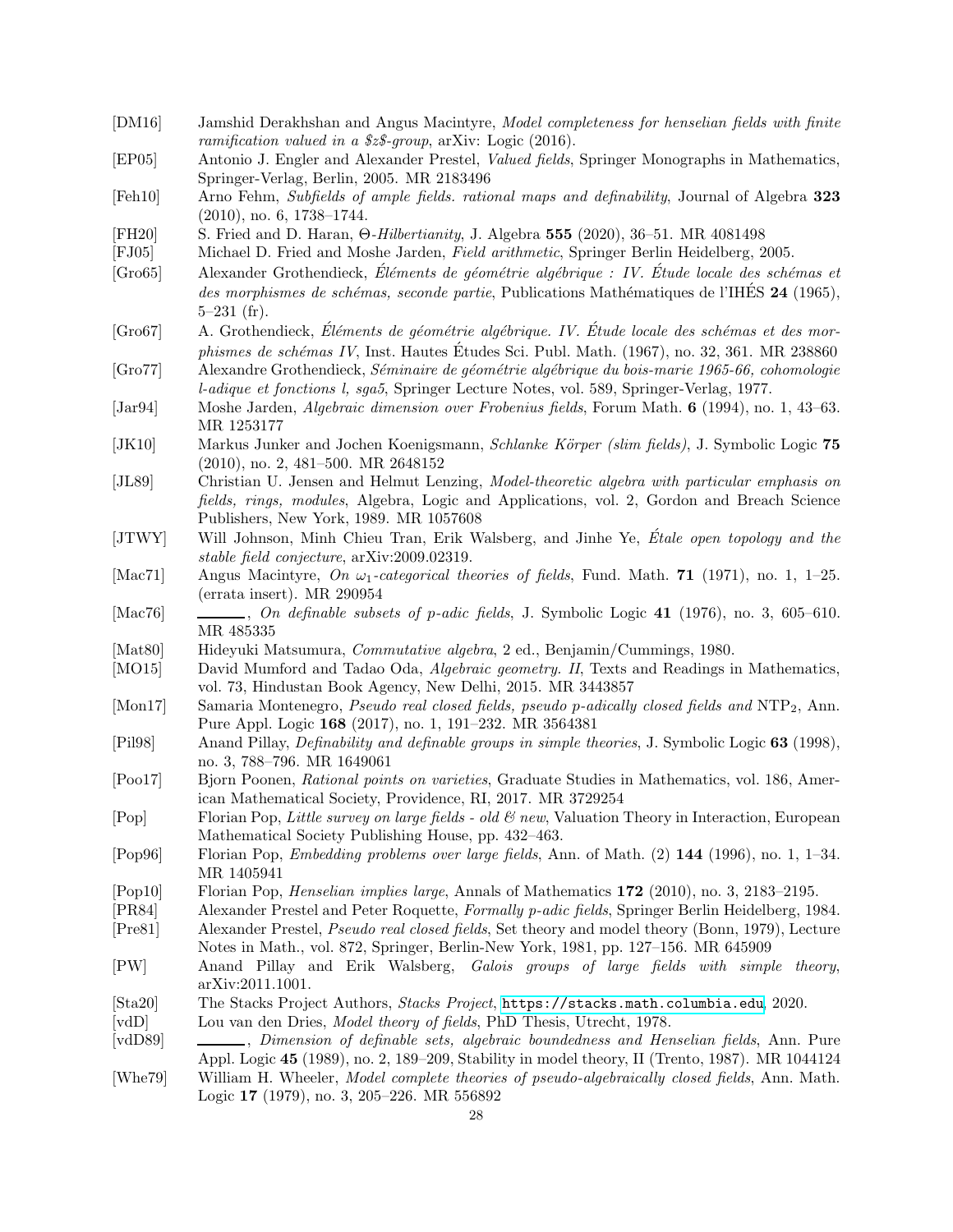[DM16] Jamshid Derakhshan and Angus Macintyre, *Model completeness for henselian fields with finite ramification valued in a $z$-group*, arXiv: Logic (2016).

[EP05] Antonio J. Engler and Alexander Prestel, *Valued fields*, Springer Monographs in Mathematics, Springer-Verlag, Berlin, 2005. MR 2183496

[Feh10] Arno Fehm, *Subfields of ample fields. rational maps and definability*, Journal of Algebra **323** (2010), no. 6, 1738–1744.

[FH20] S. Fried and D. Haran, *$\Theta$-Hilbertianity*, J. Algebra **555** (2020), 36–51. MR 4081498

[FJ05] Michael D. Fried and Moshe Jarden, *Field arithmetic*, Springer Berlin Heidelberg, 2005.

[Gro65] Alexander Grothendieck, *Éléments de géométrie algébrique : IV. Étude locale des schémas et des morphismes de schémas, seconde partie*, Publications Mathématiques de l'IHÉS **24** (1965), 5–231 (fr).

[Gro67] A. Grothendieck, *Éléments de géométrie algébrique. IV. Étude locale des schémas et des morphismes de schémas IV*, Inst. Hautes Études Sci. Publ. Math. (1967), no. 32, 361. MR 238860

[Gro77] Alexandre Grothendieck, *Séminaire de géométrie algébrique du bois-marie 1965-66, cohomologie l-adique et fonctions l, sga5*, Springer Lecture Notes, vol. 589, Springer-Verlag, 1977.

[Jar94] Moshe Jarden, *Algebraic dimension over Frobenius fields*, Forum Math. **6** (1994), no. 1, 43–63. MR 1253177

[JK10] Markus Junker and Jochen Koenigsmann, *Schlanke Körper (slim fields)*, J. Symbolic Logic **75** (2010), no. 2, 481–500. MR 2648152

[JL89] Christian U. Jensen and Helmut Lenzing, *Model-theoretic algebra with particular emphasis on fields, rings, modules*, Algebra, Logic and Applications, vol. 2, Gordon and Breach Science Publishers, New York, 1989. MR 1057608

[JTWY] Will Johnson, Minh Chieu Tran, Erik Walsberg, and Jinhe Ye, *Étale open topology and the stable field conjecture*, arXiv:2009.02319.

[Mac71] Angus Macintyre, *On $\omega_1$-categorical theories of fields*, Fund. Math. **71** (1971), no. 1, 1–25. (errata insert). MR 290954

[Mac76] ______, *On definable subsets of p-adic fields*, J. Symbolic Logic **41** (1976), no. 3, 605–610. MR 485335

[Mat80] Hideyuki Matsumura, *Commutative algebra*, 2 ed., Benjamin/Cummings, 1980.

[MO15] David Mumford and Tadao Oda, *Algebraic geometry. II*, Texts and Readings in Mathematics, vol. 73, Hindustan Book Agency, New Delhi, 2015. MR 3443857

[Mon17] Samaria Montenegro, *Pseudo real closed fields, pseudo p-adically closed fields and* $\mathrm{NTP}_2$, Ann. Pure Appl. Logic **168** (2017), no. 1, 191–232. MR 3564381

[Pil98] Anand Pillay, *Definability and definable groups in simple theories*, J. Symbolic Logic **63** (1998), no. 3, 788–796. MR 1649061

[Poo17] Bjorn Poonen, *Rational points on varieties*, Graduate Studies in Mathematics, vol. 186, American Mathematical Society, Providence, RI, 2017. MR 3729254

[Pop] Florian Pop, *Little survey on large fields - old & new*, Valuation Theory in Interaction, European Mathematical Society Publishing House, pp. 432–463.

[Pop96] Florian Pop, *Embedding problems over large fields*, Ann. of Math. (2) **144** (1996), no. 1, 1–34. MR 1405941

[Pop10] Florian Pop, *Henselian implies large*, Annals of Mathematics **172** (2010), no. 3, 2183–2195.

[PR84] Alexander Prestel and Peter Roquette, *Formally p-adic fields*, Springer Berlin Heidelberg, 1984.

[Pre81] Alexander Prestel, *Pseudo real closed fields*, Set theory and model theory (Bonn, 1979), Lecture Notes in Math., vol. 872, Springer, Berlin-New York, 1981, pp. 127–156. MR 645909

[PW] Anand Pillay and Erik Walsberg, *Galois groups of large fields with simple theory*, arXiv:2011.1001.

[Sta20] The Stacks Project Authors, *Stacks Project*, https://stacks.math.columbia.edu, 2020.

[vdD] Lou van den Dries, *Model theory of fields*, PhD Thesis, Utrecht, 1978.

[vdD89] ______, *Dimension of definable sets, algebraic boundedness and Henselian fields*, Ann. Pure Appl. Logic **45** (1989), no. 2, 189–209, Stability in model theory, II (Trento, 1987). MR 1044124

[Whe79] William H. Wheeler, *Model complete theories of pseudo-algebraically closed fields*, Ann. Math. Logic **17** (1979), no. 3, 205–226. MR 556892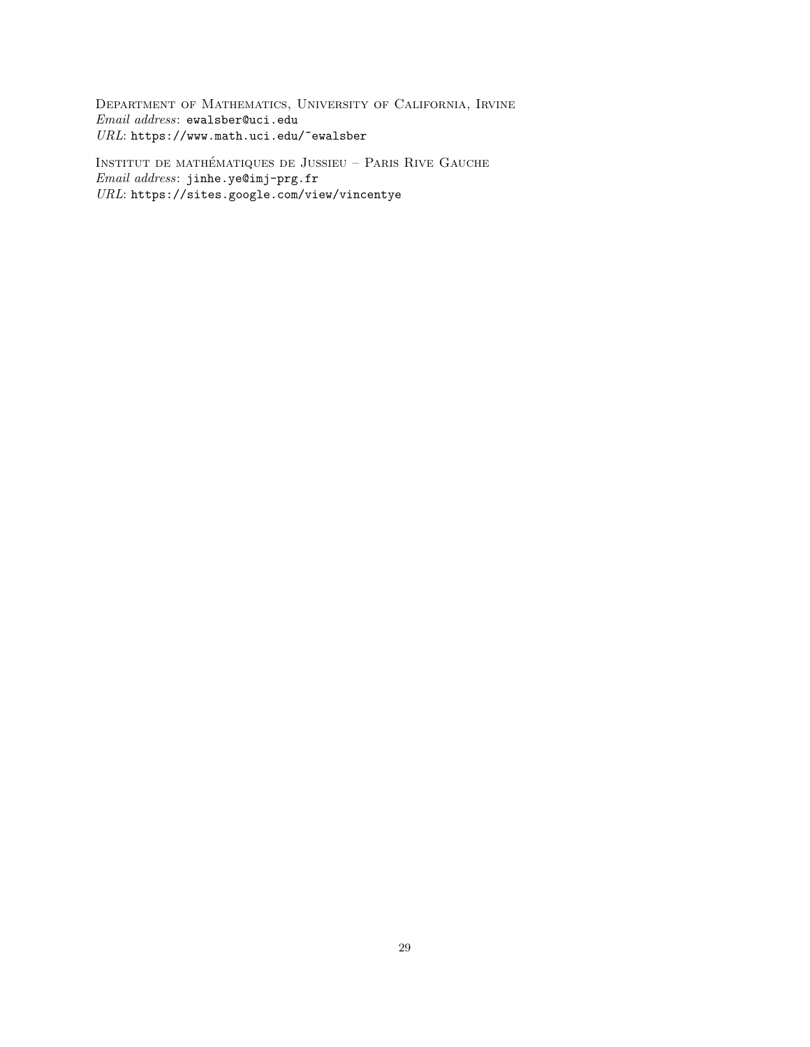Department of Mathematics, University of California, Irvine
*Email address*: ewalsber@uci.edu
*URL*: https://www.math.uci.edu/~ewalsber

Institut de mathématiques de Jussieu – Paris Rive Gauche
*Email address*: jinhe.ye@imj-prg.fr
*URL*: https://sites.google.com/view/vincentye